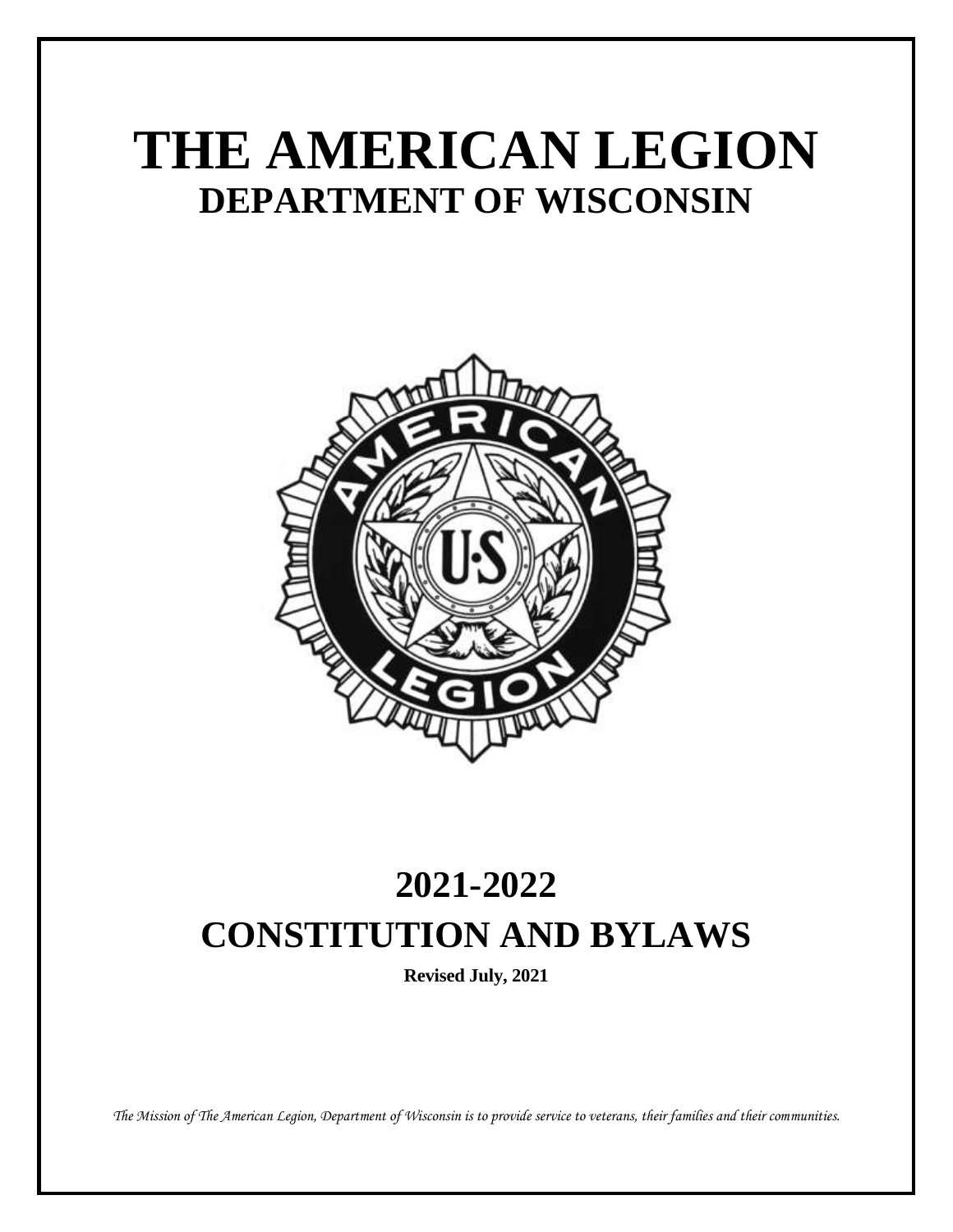# THE AMERICAN LEGION

## DEPARTMENT OF WISCONSIN

# 2021-2022

# CONSTITUTION AND BYLAWS

**Revised July, 2021**

*The Mission of The American Legion, Department of Wisconsin is to provide service to veterans, their families and their communities.*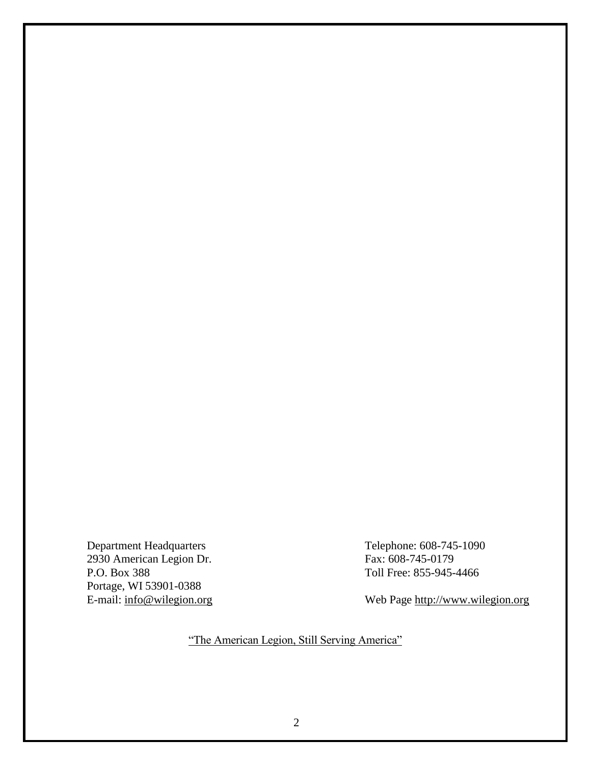Department Headquarters
2930 American Legion Dr.
P.O. Box 388
Portage, WI 53901-0388
E-mail: info@wilegion.org

Telephone: 608-745-1090
Fax: 608-745-0179
Toll Free: 855-945-4466

Web Page http://www.wilegion.org

"The American Legion, Still Serving America"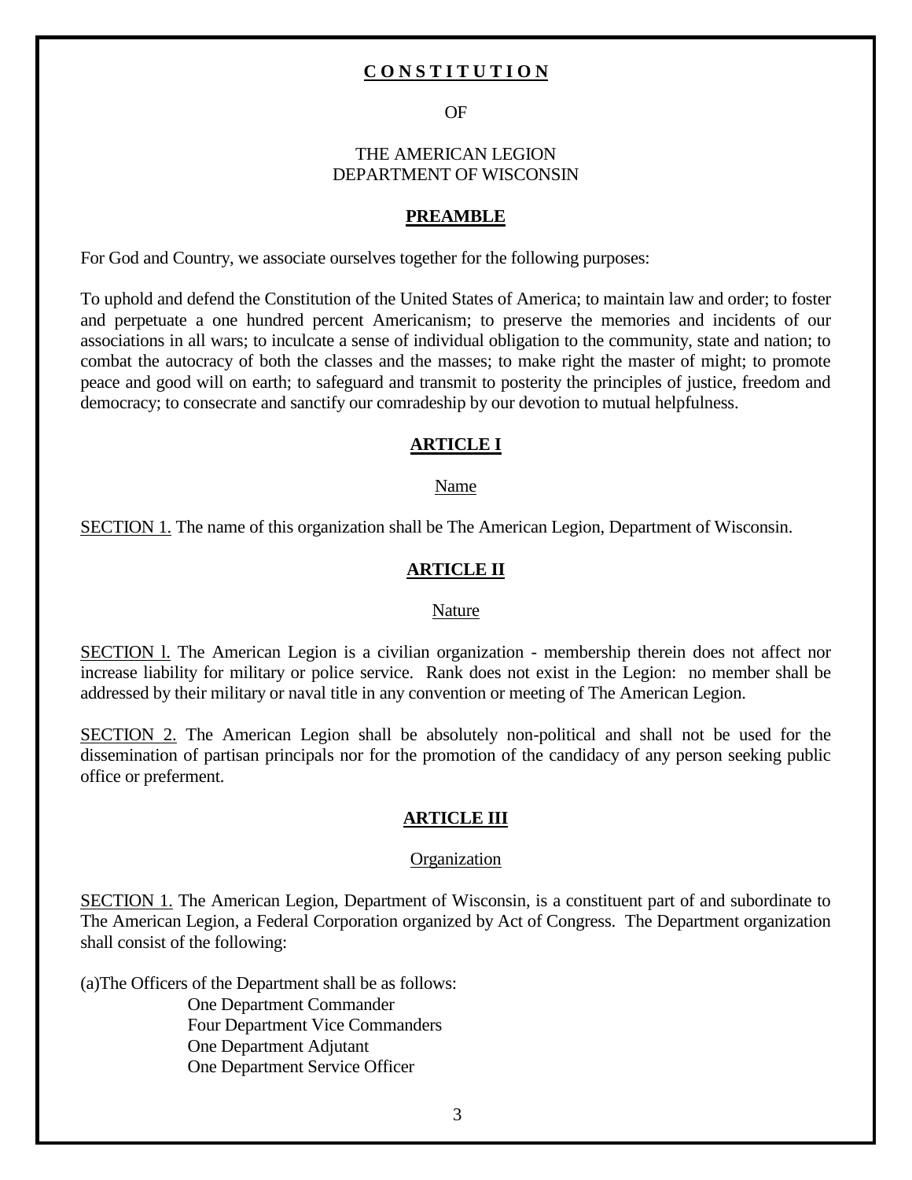# CONSTITUTION

OF

THE AMERICAN LEGION
DEPARTMENT OF WISCONSIN

## PREAMBLE

For God and Country, we associate ourselves together for the following purposes:

To uphold and defend the Constitution of the United States of America; to maintain law and order; to foster and perpetuate a one hundred percent Americanism; to preserve the memories and incidents of our associations in all wars; to inculcate a sense of individual obligation to the community, state and nation; to combat the autocracy of both the classes and the masses; to make right the master of might; to promote peace and good will on earth; to safeguard and transmit to posterity the principles of justice, freedom and democracy; to consecrate and sanctify our comradeship by our devotion to mutual helpfulness.

## ARTICLE I

### Name

SECTION 1. The name of this organization shall be The American Legion, Department of Wisconsin.

## ARTICLE II

### Nature

SECTION l. The American Legion is a civilian organization - membership therein does not affect nor increase liability for military or police service. Rank does not exist in the Legion: no member shall be addressed by their military or naval title in any convention or meeting of The American Legion.

SECTION 2. The American Legion shall be absolutely non-political and shall not be used for the dissemination of partisan principals nor for the promotion of the candidacy of any person seeking public office or preferment.

## ARTICLE III

### Organization

SECTION 1. The American Legion, Department of Wisconsin, is a constituent part of and subordinate to The American Legion, a Federal Corporation organized by Act of Congress. The Department organization shall consist of the following:

(a)The Officers of the Department shall be as follows:

- One Department Commander
- Four Department Vice Commanders
- One Department Adjutant
- One Department Service Officer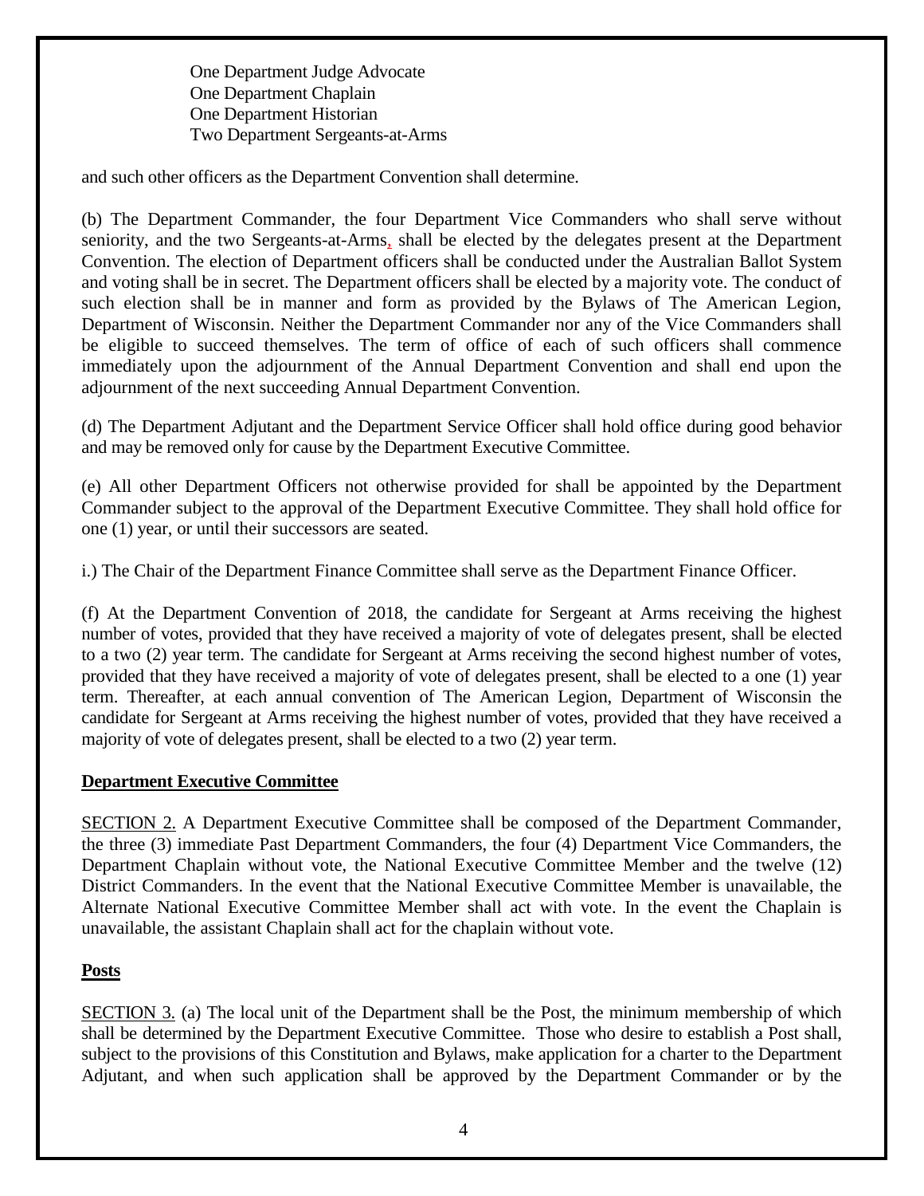One Department Judge Advocate
One Department Chaplain
One Department Historian
Two Department Sergeants-at-Arms

and such other officers as the Department Convention shall determine.

(b) The Department Commander, the four Department Vice Commanders who shall serve without seniority, and the two Sergeants-at-Arms, shall be elected by the delegates present at the Department Convention. The election of Department officers shall be conducted under the Australian Ballot System and voting shall be in secret. The Department officers shall be elected by a majority vote. The conduct of such election shall be in manner and form as provided by the Bylaws of The American Legion, Department of Wisconsin. Neither the Department Commander nor any of the Vice Commanders shall be eligible to succeed themselves. The term of office of each of such officers shall commence immediately upon the adjournment of the Annual Department Convention and shall end upon the adjournment of the next succeeding Annual Department Convention.

(d) The Department Adjutant and the Department Service Officer shall hold office during good behavior and may be removed only for cause by the Department Executive Committee.

(e) All other Department Officers not otherwise provided for shall be appointed by the Department Commander subject to the approval of the Department Executive Committee. They shall hold office for one (1) year, or until their successors are seated.

i.) The Chair of the Department Finance Committee shall serve as the Department Finance Officer.

(f) At the Department Convention of 2018, the candidate for Sergeant at Arms receiving the highest number of votes, provided that they have received a majority of vote of delegates present, shall be elected to a two (2) year term. The candidate for Sergeant at Arms receiving the second highest number of votes, provided that they have received a majority of vote of delegates present, shall be elected to a one (1) year term. Thereafter, at each annual convention of The American Legion, Department of Wisconsin the candidate for Sergeant at Arms receiving the highest number of votes, provided that they have received a majority of vote of delegates present, shall be elected to a two (2) year term.

**Department Executive Committee**

SECTION 2. A Department Executive Committee shall be composed of the Department Commander, the three (3) immediate Past Department Commanders, the four (4) Department Vice Commanders, the Department Chaplain without vote, the National Executive Committee Member and the twelve (12) District Commanders. In the event that the National Executive Committee Member is unavailable, the Alternate National Executive Committee Member shall act with vote. In the event the Chaplain is unavailable, the assistant Chaplain shall act for the chaplain without vote.

**Posts**

SECTION 3. (a) The local unit of the Department shall be the Post, the minimum membership of which shall be determined by the Department Executive Committee. Those who desire to establish a Post shall, subject to the provisions of this Constitution and Bylaws, make application for a charter to the Department Adjutant, and when such application shall be approved by the Department Commander or by the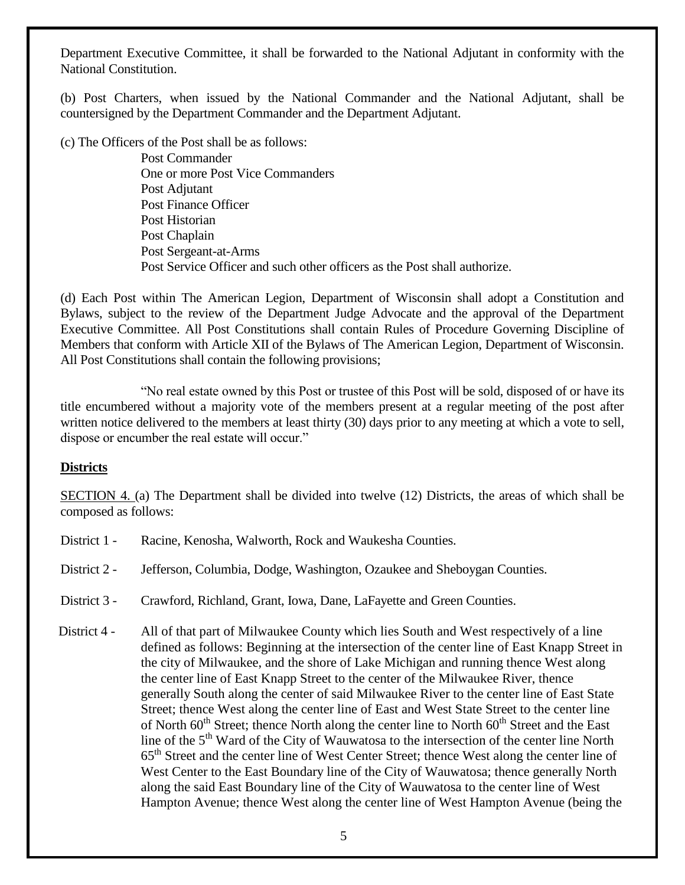Department Executive Committee, it shall be forwarded to the National Adjutant in conformity with the National Constitution.

(b) Post Charters, when issued by the National Commander and the National Adjutant, shall be countersigned by the Department Commander and the Department Adjutant.

(c) The Officers of the Post shall be as follows:

Post Commander
One or more Post Vice Commanders
Post Adjutant
Post Finance Officer
Post Historian
Post Chaplain
Post Sergeant-at-Arms
Post Service Officer and such other officers as the Post shall authorize.

(d) Each Post within The American Legion, Department of Wisconsin shall adopt a Constitution and Bylaws, subject to the review of the Department Judge Advocate and the approval of the Department Executive Committee. All Post Constitutions shall contain Rules of Procedure Governing Discipline of Members that conform with Article XII of the Bylaws of The American Legion, Department of Wisconsin. All Post Constitutions shall contain the following provisions;

"No real estate owned by this Post or trustee of this Post will be sold, disposed of or have its title encumbered without a majority vote of the members present at a regular meeting of the post after written notice delivered to the members at least thirty (30) days prior to any meeting at which a vote to sell, dispose or encumber the real estate will occur."

**Districts**

SECTION 4. (a) The Department shall be divided into twelve (12) Districts, the areas of which shall be composed as follows:

District 1 - Racine, Kenosha, Walworth, Rock and Waukesha Counties.

District 2 - Jefferson, Columbia, Dodge, Washington, Ozaukee and Sheboygan Counties.

District 3 - Crawford, Richland, Grant, Iowa, Dane, LaFayette and Green Counties.

District 4 - All of that part of Milwaukee County which lies South and West respectively of a line defined as follows: Beginning at the intersection of the center line of East Knapp Street in the city of Milwaukee, and the shore of Lake Michigan and running thence West along the center line of East Knapp Street to the center of the Milwaukee River, thence generally South along the center of said Milwaukee River to the center line of East State Street; thence West along the center line of East and West State Street to the center line of North 60th Street; thence North along the center line to North 60th Street and the East line of the 5th Ward of the City of Wauwatosa to the intersection of the center line North 65th Street and the center line of West Center Street; thence West along the center line of West Center to the East Boundary line of the City of Wauwatosa; thence generally North along the said East Boundary line of the City of Wauwatosa to the center line of West Hampton Avenue; thence West along the center line of West Hampton Avenue (being the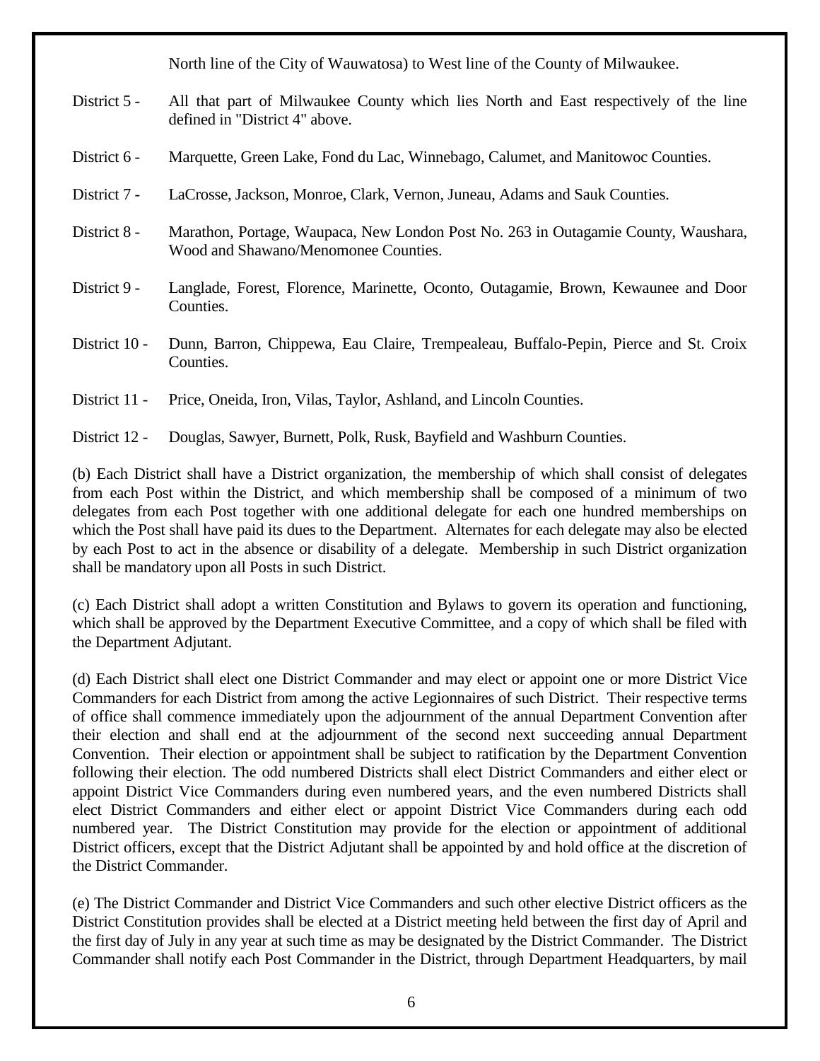North line of the City of Wauwatosa) to West line of the County of Milwaukee.

District 5 - All that part of Milwaukee County which lies North and East respectively of the line defined in "District 4" above.

District 6 - Marquette, Green Lake, Fond du Lac, Winnebago, Calumet, and Manitowoc Counties.

District 7 - LaCrosse, Jackson, Monroe, Clark, Vernon, Juneau, Adams and Sauk Counties.

District 8 - Marathon, Portage, Waupaca, New London Post No. 263 in Outagamie County, Waushara, Wood and Shawano/Menomonee Counties.

District 9 - Langlade, Forest, Florence, Marinette, Oconto, Outagamie, Brown, Kewaunee and Door Counties.

District 10 - Dunn, Barron, Chippewa, Eau Claire, Trempealeau, Buffalo-Pepin, Pierce and St. Croix Counties.

District 11 - Price, Oneida, Iron, Vilas, Taylor, Ashland, and Lincoln Counties.

District 12 - Douglas, Sawyer, Burnett, Polk, Rusk, Bayfield and Washburn Counties.

(b) Each District shall have a District organization, the membership of which shall consist of delegates from each Post within the District, and which membership shall be composed of a minimum of two delegates from each Post together with one additional delegate for each one hundred memberships on which the Post shall have paid its dues to the Department. Alternates for each delegate may also be elected by each Post to act in the absence or disability of a delegate. Membership in such District organization shall be mandatory upon all Posts in such District.

(c) Each District shall adopt a written Constitution and Bylaws to govern its operation and functioning, which shall be approved by the Department Executive Committee, and a copy of which shall be filed with the Department Adjutant.

(d) Each District shall elect one District Commander and may elect or appoint one or more District Vice Commanders for each District from among the active Legionnaires of such District. Their respective terms of office shall commence immediately upon the adjournment of the annual Department Convention after their election and shall end at the adjournment of the second next succeeding annual Department Convention. Their election or appointment shall be subject to ratification by the Department Convention following their election. The odd numbered Districts shall elect District Commanders and either elect or appoint District Vice Commanders during even numbered years, and the even numbered Districts shall elect District Commanders and either elect or appoint District Vice Commanders during each odd numbered year. The District Constitution may provide for the election or appointment of additional District officers, except that the District Adjutant shall be appointed by and hold office at the discretion of the District Commander.

(e) The District Commander and District Vice Commanders and such other elective District officers as the District Constitution provides shall be elected at a District meeting held between the first day of April and the first day of July in any year at such time as may be designated by the District Commander. The District Commander shall notify each Post Commander in the District, through Department Headquarters, by mail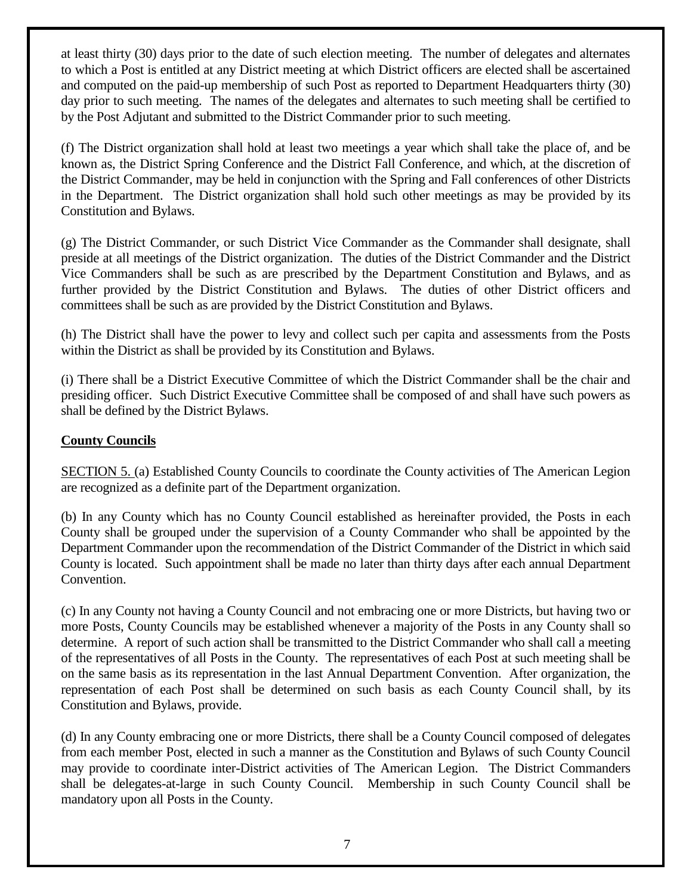at least thirty (30) days prior to the date of such election meeting. The number of delegates and alternates to which a Post is entitled at any District meeting at which District officers are elected shall be ascertained and computed on the paid-up membership of such Post as reported to Department Headquarters thirty (30) day prior to such meeting. The names of the delegates and alternates to such meeting shall be certified to by the Post Adjutant and submitted to the District Commander prior to such meeting.

(f) The District organization shall hold at least two meetings a year which shall take the place of, and be known as, the District Spring Conference and the District Fall Conference, and which, at the discretion of the District Commander, may be held in conjunction with the Spring and Fall conferences of other Districts in the Department. The District organization shall hold such other meetings as may be provided by its Constitution and Bylaws.

(g) The District Commander, or such District Vice Commander as the Commander shall designate, shall preside at all meetings of the District organization. The duties of the District Commander and the District Vice Commanders shall be such as are prescribed by the Department Constitution and Bylaws, and as further provided by the District Constitution and Bylaws. The duties of other District officers and committees shall be such as are provided by the District Constitution and Bylaws.

(h) The District shall have the power to levy and collect such per capita and assessments from the Posts within the District as shall be provided by its Constitution and Bylaws.

(i) There shall be a District Executive Committee of which the District Commander shall be the chair and presiding officer. Such District Executive Committee shall be composed of and shall have such powers as shall be defined by the District Bylaws.

**County Councils**

SECTION 5. (a) Established County Councils to coordinate the County activities of The American Legion are recognized as a definite part of the Department organization.

(b) In any County which has no County Council established as hereinafter provided, the Posts in each County shall be grouped under the supervision of a County Commander who shall be appointed by the Department Commander upon the recommendation of the District Commander of the District in which said County is located. Such appointment shall be made no later than thirty days after each annual Department Convention.

(c) In any County not having a County Council and not embracing one or more Districts, but having two or more Posts, County Councils may be established whenever a majority of the Posts in any County shall so determine. A report of such action shall be transmitted to the District Commander who shall call a meeting of the representatives of all Posts in the County. The representatives of each Post at such meeting shall be on the same basis as its representation in the last Annual Department Convention. After organization, the representation of each Post shall be determined on such basis as each County Council shall, by its Constitution and Bylaws, provide.

(d) In any County embracing one or more Districts, there shall be a County Council composed of delegates from each member Post, elected in such a manner as the Constitution and Bylaws of such County Council may provide to coordinate inter-District activities of The American Legion. The District Commanders shall be delegates-at-large in such County Council. Membership in such County Council shall be mandatory upon all Posts in the County.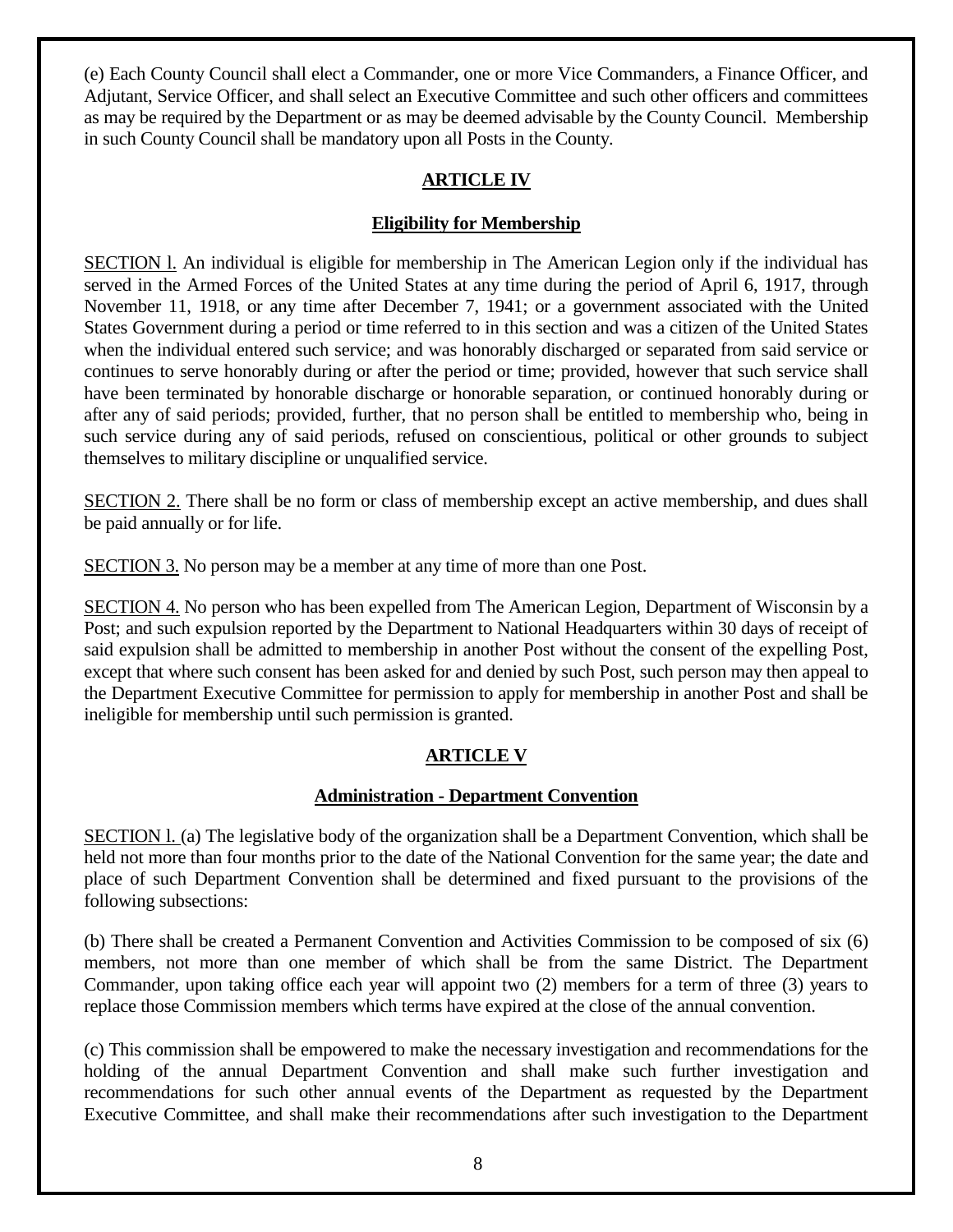(e) Each County Council shall elect a Commander, one or more Vice Commanders, a Finance Officer, and Adjutant, Service Officer, and shall select an Executive Committee and such other officers and committees as may be required by the Department or as may be deemed advisable by the County Council. Membership in such County Council shall be mandatory upon all Posts in the County.

## ARTICLE IV

### Eligibility for Membership

SECTION l. An individual is eligible for membership in The American Legion only if the individual has served in the Armed Forces of the United States at any time during the period of April 6, 1917, through November 11, 1918, or any time after December 7, 1941; or a government associated with the United States Government during a period or time referred to in this section and was a citizen of the United States when the individual entered such service; and was honorably discharged or separated from said service or continues to serve honorably during or after the period or time; provided, however that such service shall have been terminated by honorable discharge or honorable separation, or continued honorably during or after any of said periods; provided, further, that no person shall be entitled to membership who, being in such service during any of said periods, refused on conscientious, political or other grounds to subject themselves to military discipline or unqualified service.

SECTION 2. There shall be no form or class of membership except an active membership, and dues shall be paid annually or for life.

SECTION 3. No person may be a member at any time of more than one Post.

SECTION 4. No person who has been expelled from The American Legion, Department of Wisconsin by a Post; and such expulsion reported by the Department to National Headquarters within 30 days of receipt of said expulsion shall be admitted to membership in another Post without the consent of the expelling Post, except that where such consent has been asked for and denied by such Post, such person may then appeal to the Department Executive Committee for permission to apply for membership in another Post and shall be ineligible for membership until such permission is granted.

## ARTICLE V

### Administration - Department Convention

SECTION l. (a) The legislative body of the organization shall be a Department Convention, which shall be held not more than four months prior to the date of the National Convention for the same year; the date and place of such Department Convention shall be determined and fixed pursuant to the provisions of the following subsections:

(b) There shall be created a Permanent Convention and Activities Commission to be composed of six (6) members, not more than one member of which shall be from the same District. The Department Commander, upon taking office each year will appoint two (2) members for a term of three (3) years to replace those Commission members which terms have expired at the close of the annual convention.

(c) This commission shall be empowered to make the necessary investigation and recommendations for the holding of the annual Department Convention and shall make such further investigation and recommendations for such other annual events of the Department as requested by the Department Executive Committee, and shall make their recommendations after such investigation to the Department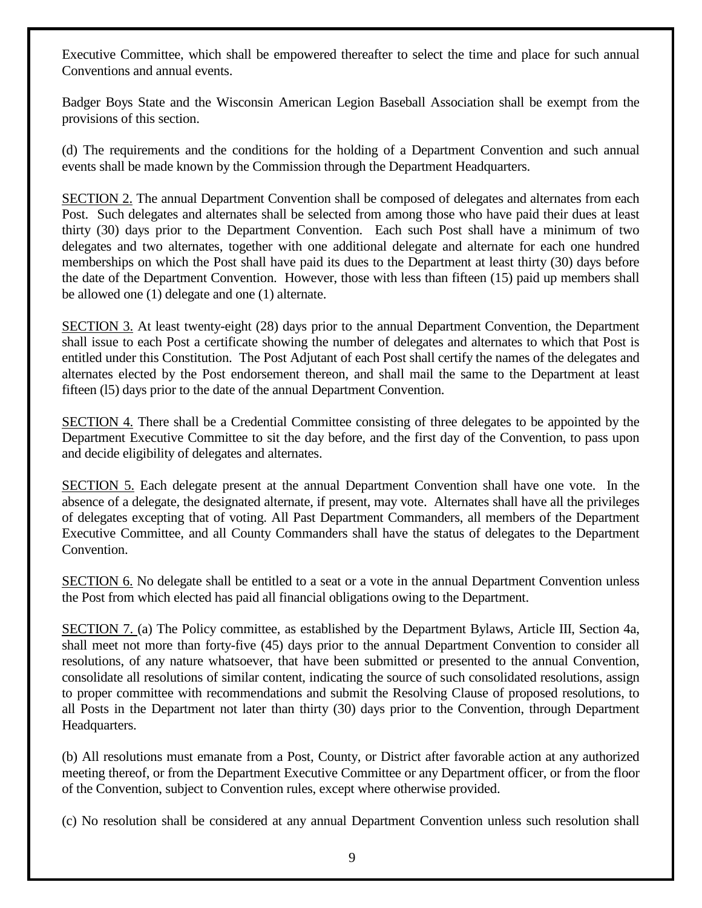Executive Committee, which shall be empowered thereafter to select the time and place for such annual Conventions and annual events.

Badger Boys State and the Wisconsin American Legion Baseball Association shall be exempt from the provisions of this section.

(d) The requirements and the conditions for the holding of a Department Convention and such annual events shall be made known by the Commission through the Department Headquarters.

SECTION 2. The annual Department Convention shall be composed of delegates and alternates from each Post. Such delegates and alternates shall be selected from among those who have paid their dues at least thirty (30) days prior to the Department Convention. Each such Post shall have a minimum of two delegates and two alternates, together with one additional delegate and alternate for each one hundred memberships on which the Post shall have paid its dues to the Department at least thirty (30) days before the date of the Department Convention. However, those with less than fifteen (15) paid up members shall be allowed one (1) delegate and one (1) alternate.

SECTION 3. At least twenty-eight (28) days prior to the annual Department Convention, the Department shall issue to each Post a certificate showing the number of delegates and alternates to which that Post is entitled under this Constitution. The Post Adjutant of each Post shall certify the names of the delegates and alternates elected by the Post endorsement thereon, and shall mail the same to the Department at least fifteen (l5) days prior to the date of the annual Department Convention.

SECTION 4. There shall be a Credential Committee consisting of three delegates to be appointed by the Department Executive Committee to sit the day before, and the first day of the Convention, to pass upon and decide eligibility of delegates and alternates.

SECTION 5. Each delegate present at the annual Department Convention shall have one vote. In the absence of a delegate, the designated alternate, if present, may vote. Alternates shall have all the privileges of delegates excepting that of voting. All Past Department Commanders, all members of the Department Executive Committee, and all County Commanders shall have the status of delegates to the Department Convention.

SECTION 6. No delegate shall be entitled to a seat or a vote in the annual Department Convention unless the Post from which elected has paid all financial obligations owing to the Department.

SECTION 7. (a) The Policy committee, as established by the Department Bylaws, Article III, Section 4a, shall meet not more than forty-five (45) days prior to the annual Department Convention to consider all resolutions, of any nature whatsoever, that have been submitted or presented to the annual Convention, consolidate all resolutions of similar content, indicating the source of such consolidated resolutions, assign to proper committee with recommendations and submit the Resolving Clause of proposed resolutions, to all Posts in the Department not later than thirty (30) days prior to the Convention, through Department Headquarters.

(b) All resolutions must emanate from a Post, County, or District after favorable action at any authorized meeting thereof, or from the Department Executive Committee or any Department officer, or from the floor of the Convention, subject to Convention rules, except where otherwise provided.

(c) No resolution shall be considered at any annual Department Convention unless such resolution shall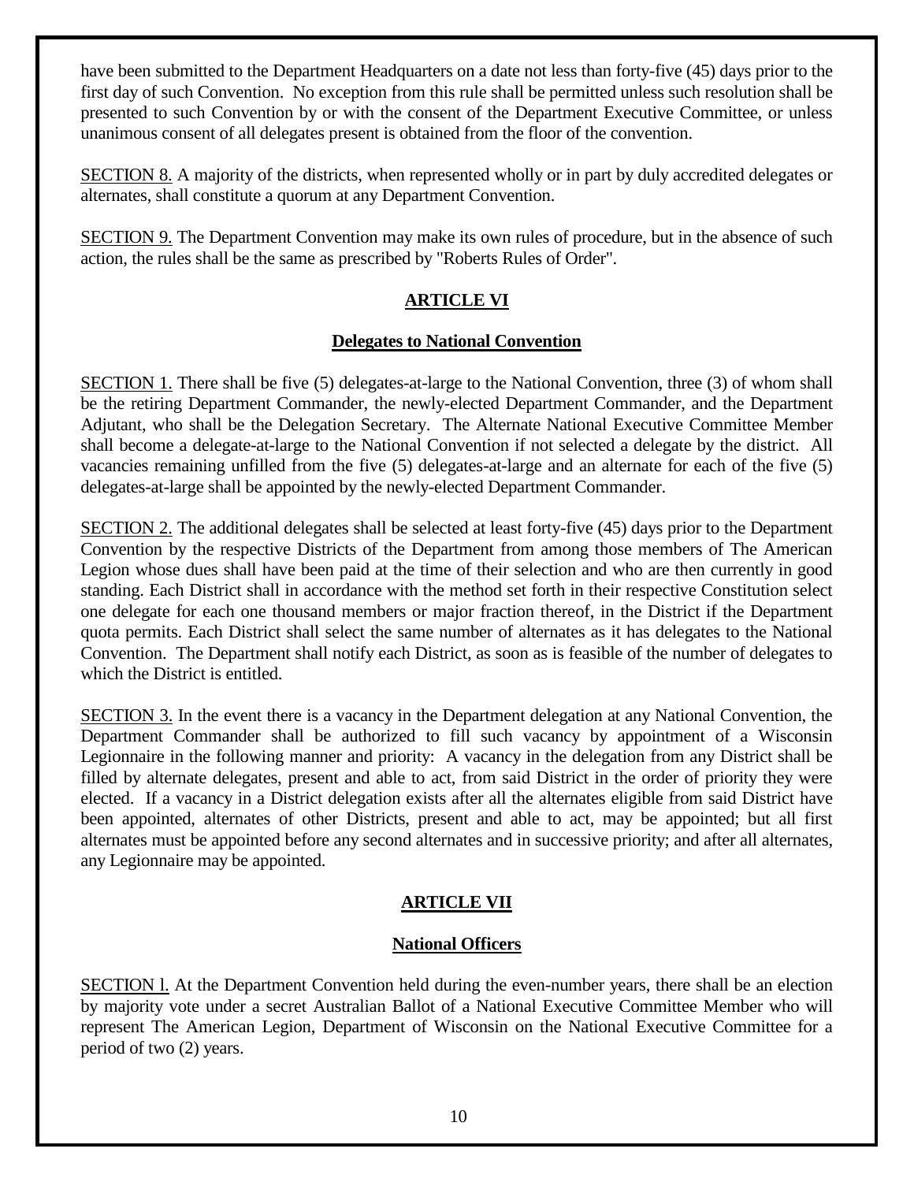have been submitted to the Department Headquarters on a date not less than forty-five (45) days prior to the first day of such Convention. No exception from this rule shall be permitted unless such resolution shall be presented to such Convention by or with the consent of the Department Executive Committee, or unless unanimous consent of all delegates present is obtained from the floor of the convention.

SECTION 8. A majority of the districts, when represented wholly or in part by duly accredited delegates or alternates, shall constitute a quorum at any Department Convention.

SECTION 9. The Department Convention may make its own rules of procedure, but in the absence of such action, the rules shall be the same as prescribed by "Roberts Rules of Order".

## ARTICLE VI

### Delegates to National Convention

SECTION 1. There shall be five (5) delegates-at-large to the National Convention, three (3) of whom shall be the retiring Department Commander, the newly-elected Department Commander, and the Department Adjutant, who shall be the Delegation Secretary. The Alternate National Executive Committee Member shall become a delegate-at-large to the National Convention if not selected a delegate by the district. All vacancies remaining unfilled from the five (5) delegates-at-large and an alternate for each of the five (5) delegates-at-large shall be appointed by the newly-elected Department Commander.

SECTION 2. The additional delegates shall be selected at least forty-five (45) days prior to the Department Convention by the respective Districts of the Department from among those members of The American Legion whose dues shall have been paid at the time of their selection and who are then currently in good standing. Each District shall in accordance with the method set forth in their respective Constitution select one delegate for each one thousand members or major fraction thereof, in the District if the Department quota permits. Each District shall select the same number of alternates as it has delegates to the National Convention. The Department shall notify each District, as soon as is feasible of the number of delegates to which the District is entitled.

SECTION 3. In the event there is a vacancy in the Department delegation at any National Convention, the Department Commander shall be authorized to fill such vacancy by appointment of a Wisconsin Legionnaire in the following manner and priority: A vacancy in the delegation from any District shall be filled by alternate delegates, present and able to act, from said District in the order of priority they were elected. If a vacancy in a District delegation exists after all the alternates eligible from said District have been appointed, alternates of other Districts, present and able to act, may be appointed; but all first alternates must be appointed before any second alternates and in successive priority; and after all alternates, any Legionnaire may be appointed.

## ARTICLE VII

### National Officers

SECTION l. At the Department Convention held during the even-number years, there shall be an election by majority vote under a secret Australian Ballot of a National Executive Committee Member who will represent The American Legion, Department of Wisconsin on the National Executive Committee for a period of two (2) years.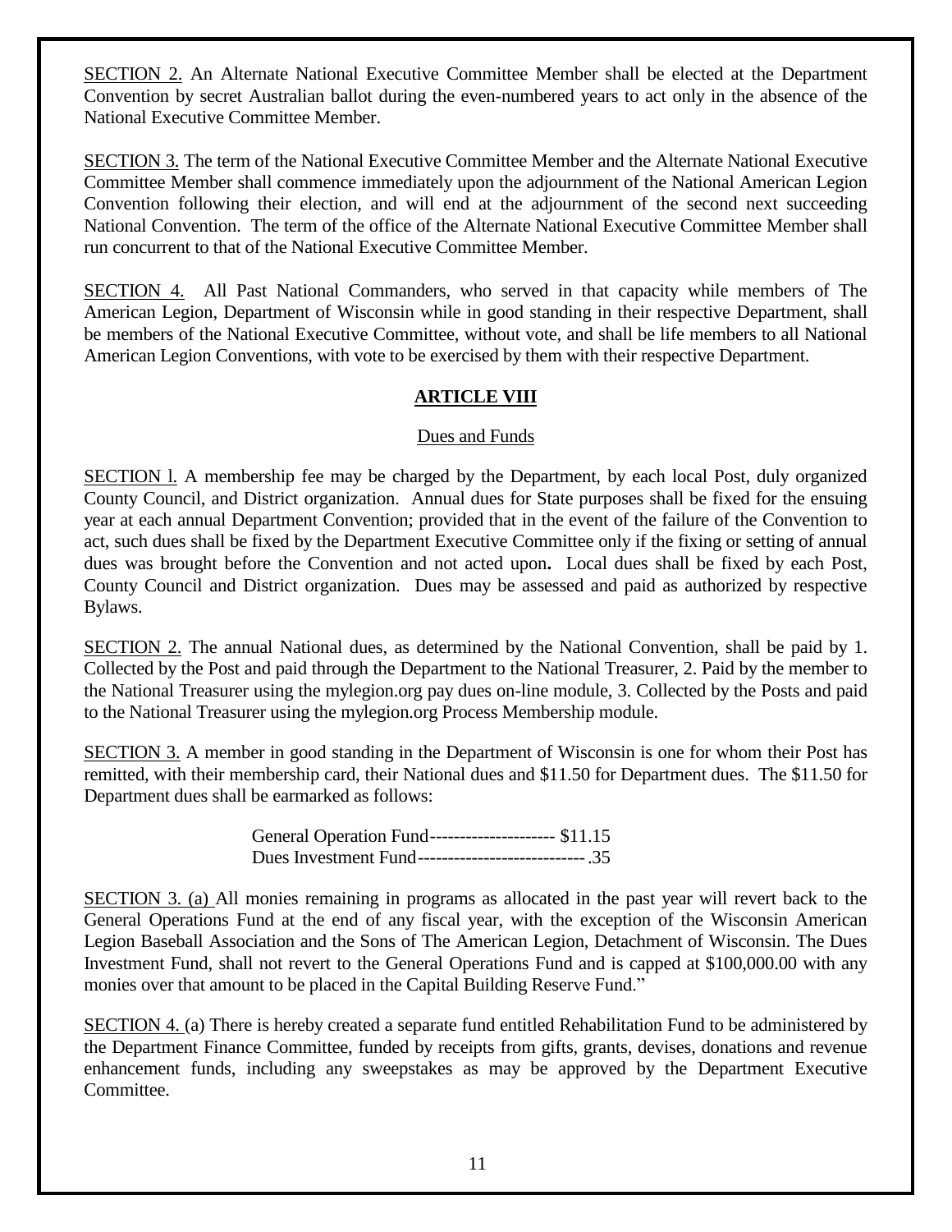SECTION 2. An Alternate National Executive Committee Member shall be elected at the Department Convention by secret Australian ballot during the even-numbered years to act only in the absence of the National Executive Committee Member.

SECTION 3. The term of the National Executive Committee Member and the Alternate National Executive Committee Member shall commence immediately upon the adjournment of the National American Legion Convention following their election, and will end at the adjournment of the second next succeeding National Convention. The term of the office of the Alternate National Executive Committee Member shall run concurrent to that of the National Executive Committee Member.

SECTION 4. All Past National Commanders, who served in that capacity while members of The American Legion, Department of Wisconsin while in good standing in their respective Department, shall be members of the National Executive Committee, without vote, and shall be life members to all National American Legion Conventions, with vote to be exercised by them with their respective Department.

## ARTICLE VIII

### Dues and Funds

SECTION l. A membership fee may be charged by the Department, by each local Post, duly organized County Council, and District organization. Annual dues for State purposes shall be fixed for the ensuing year at each annual Department Convention; provided that in the event of the failure of the Convention to act, such dues shall be fixed by the Department Executive Committee only if the fixing or setting of annual dues was brought before the Convention and not acted upon**.** Local dues shall be fixed by each Post, County Council and District organization. Dues may be assessed and paid as authorized by respective Bylaws.

SECTION 2. The annual National dues, as determined by the National Convention, shall be paid by 1. Collected by the Post and paid through the Department to the National Treasurer, 2. Paid by the member to the National Treasurer using the mylegion.org pay dues on-line module, 3. Collected by the Posts and paid to the National Treasurer using the mylegion.org Process Membership module.

SECTION 3. A member in good standing in the Department of Wisconsin is one for whom their Post has remitted, with their membership card, their National dues and $11.50 for Department dues. The $11.50 for Department dues shall be earmarked as follows:

General Operation Fund--------------------- $11.15
Dues Investment Fund---------------------------- .35

SECTION 3. (a) All monies remaining in programs as allocated in the past year will revert back to the General Operations Fund at the end of any fiscal year, with the exception of the Wisconsin American Legion Baseball Association and the Sons of The American Legion, Detachment of Wisconsin. The Dues Investment Fund, shall not revert to the General Operations Fund and is capped at $100,000.00 with any monies over that amount to be placed in the Capital Building Reserve Fund."

SECTION 4. (a) There is hereby created a separate fund entitled Rehabilitation Fund to be administered by the Department Finance Committee, funded by receipts from gifts, grants, devises, donations and revenue enhancement funds, including any sweepstakes as may be approved by the Department Executive Committee.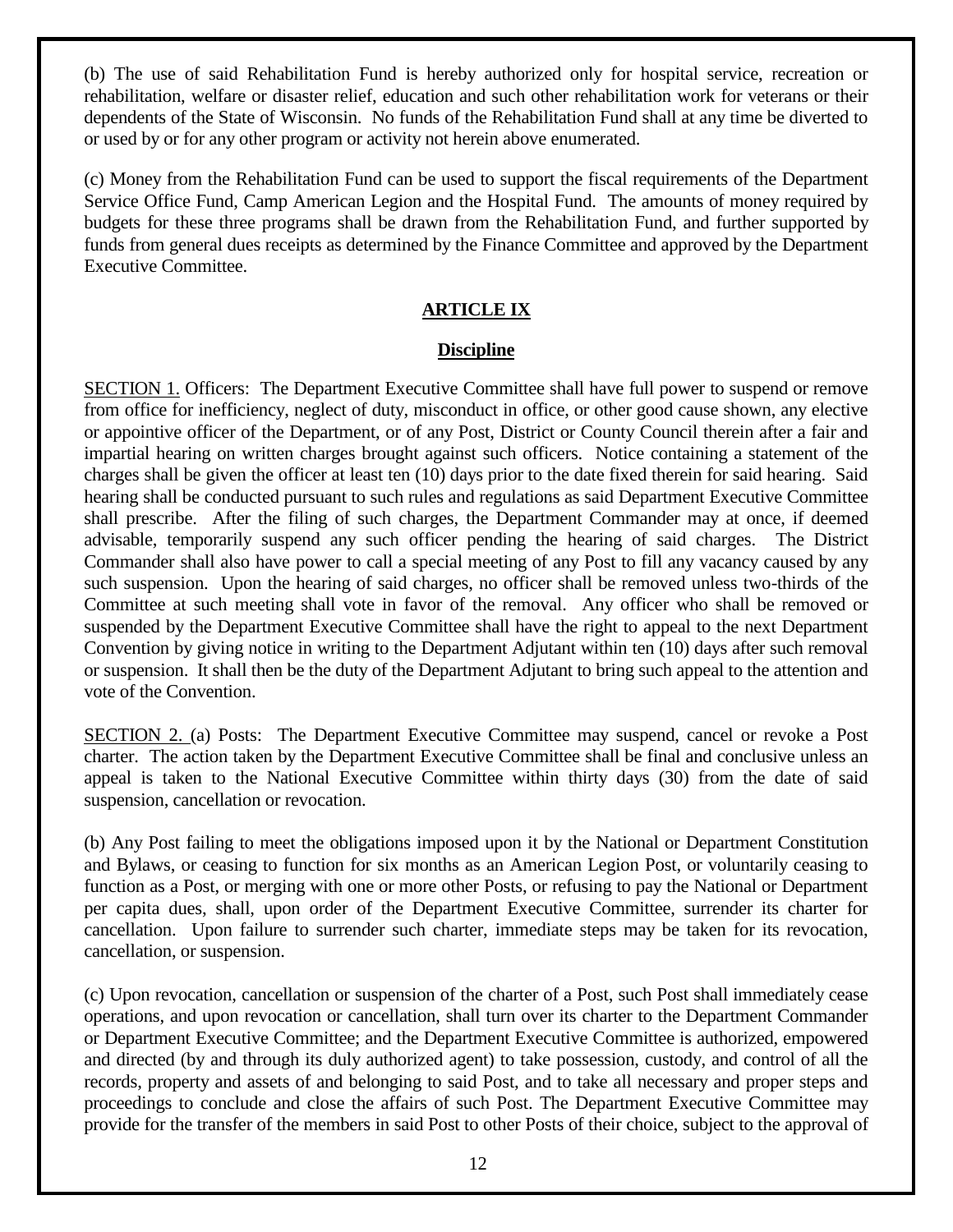(b) The use of said Rehabilitation Fund is hereby authorized only for hospital service, recreation or rehabilitation, welfare or disaster relief, education and such other rehabilitation work for veterans or their dependents of the State of Wisconsin. No funds of the Rehabilitation Fund shall at any time be diverted to or used by or for any other program or activity not herein above enumerated.

(c) Money from the Rehabilitation Fund can be used to support the fiscal requirements of the Department Service Office Fund, Camp American Legion and the Hospital Fund. The amounts of money required by budgets for these three programs shall be drawn from the Rehabilitation Fund, and further supported by funds from general dues receipts as determined by the Finance Committee and approved by the Department Executive Committee.

## ARTICLE IX

### Discipline

SECTION 1. Officers: The Department Executive Committee shall have full power to suspend or remove from office for inefficiency, neglect of duty, misconduct in office, or other good cause shown, any elective or appointive officer of the Department, or of any Post, District or County Council therein after a fair and impartial hearing on written charges brought against such officers. Notice containing a statement of the charges shall be given the officer at least ten (10) days prior to the date fixed therein for said hearing. Said hearing shall be conducted pursuant to such rules and regulations as said Department Executive Committee shall prescribe. After the filing of such charges, the Department Commander may at once, if deemed advisable, temporarily suspend any such officer pending the hearing of said charges. The District Commander shall also have power to call a special meeting of any Post to fill any vacancy caused by any such suspension. Upon the hearing of said charges, no officer shall be removed unless two-thirds of the Committee at such meeting shall vote in favor of the removal. Any officer who shall be removed or suspended by the Department Executive Committee shall have the right to appeal to the next Department Convention by giving notice in writing to the Department Adjutant within ten (10) days after such removal or suspension. It shall then be the duty of the Department Adjutant to bring such appeal to the attention and vote of the Convention.

SECTION 2. (a) Posts: The Department Executive Committee may suspend, cancel or revoke a Post charter. The action taken by the Department Executive Committee shall be final and conclusive unless an appeal is taken to the National Executive Committee within thirty days (30) from the date of said suspension, cancellation or revocation.

(b) Any Post failing to meet the obligations imposed upon it by the National or Department Constitution and Bylaws, or ceasing to function for six months as an American Legion Post, or voluntarily ceasing to function as a Post, or merging with one or more other Posts, or refusing to pay the National or Department per capita dues, shall, upon order of the Department Executive Committee, surrender its charter for cancellation. Upon failure to surrender such charter, immediate steps may be taken for its revocation, cancellation, or suspension.

(c) Upon revocation, cancellation or suspension of the charter of a Post, such Post shall immediately cease operations, and upon revocation or cancellation, shall turn over its charter to the Department Commander or Department Executive Committee; and the Department Executive Committee is authorized, empowered and directed (by and through its duly authorized agent) to take possession, custody, and control of all the records, property and assets of and belonging to said Post, and to take all necessary and proper steps and proceedings to conclude and close the affairs of such Post. The Department Executive Committee may provide for the transfer of the members in said Post to other Posts of their choice, subject to the approval of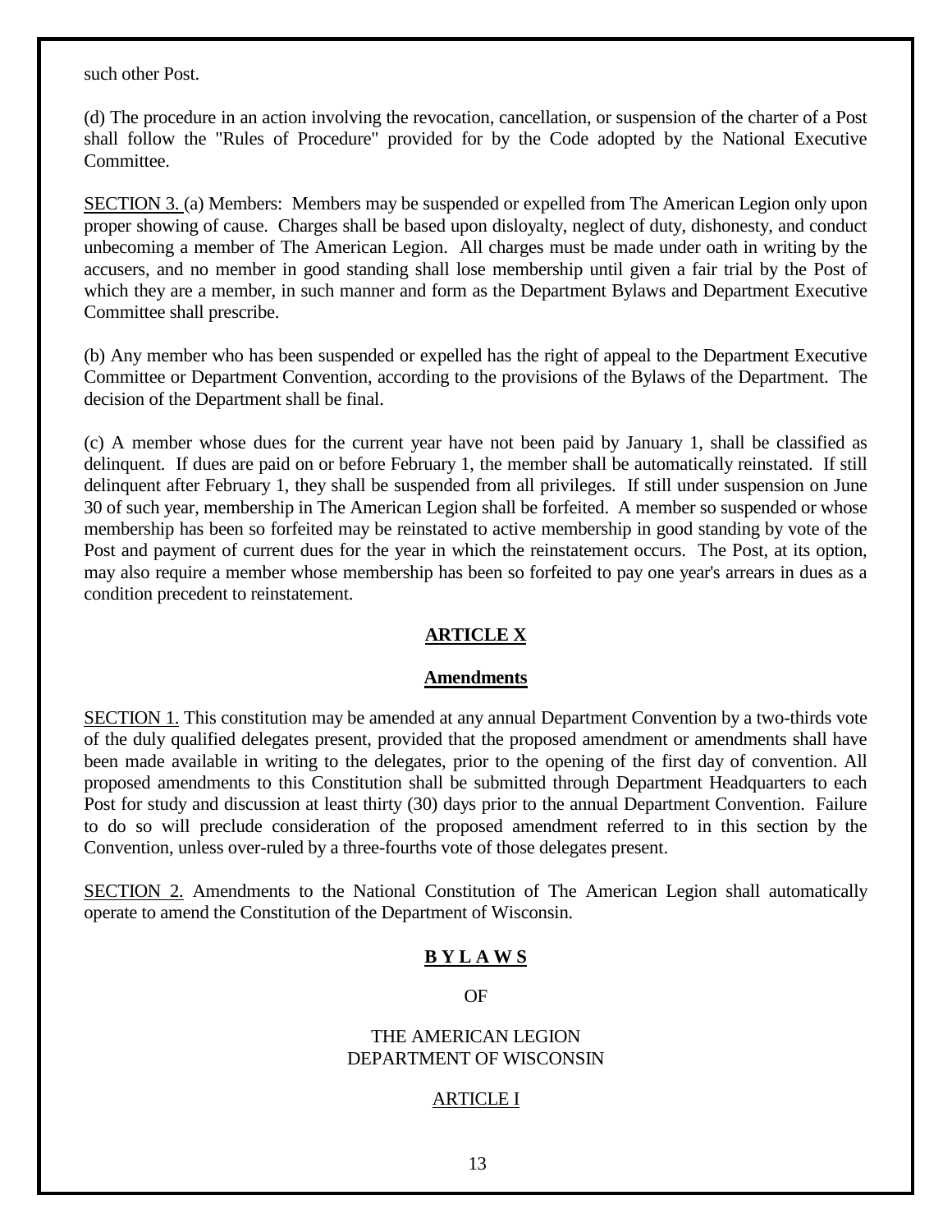such other Post.

(d) The procedure in an action involving the revocation, cancellation, or suspension of the charter of a Post shall follow the "Rules of Procedure" provided for by the Code adopted by the National Executive Committee.

SECTION 3. (a) Members: Members may be suspended or expelled from The American Legion only upon proper showing of cause. Charges shall be based upon disloyalty, neglect of duty, dishonesty, and conduct unbecoming a member of The American Legion. All charges must be made under oath in writing by the accusers, and no member in good standing shall lose membership until given a fair trial by the Post of which they are a member, in such manner and form as the Department Bylaws and Department Executive Committee shall prescribe.

(b) Any member who has been suspended or expelled has the right of appeal to the Department Executive Committee or Department Convention, according to the provisions of the Bylaws of the Department. The decision of the Department shall be final.

(c) A member whose dues for the current year have not been paid by January 1, shall be classified as delinquent. If dues are paid on or before February 1, the member shall be automatically reinstated. If still delinquent after February 1, they shall be suspended from all privileges. If still under suspension on June 30 of such year, membership in The American Legion shall be forfeited. A member so suspended or whose membership has been so forfeited may be reinstated to active membership in good standing by vote of the Post and payment of current dues for the year in which the reinstatement occurs. The Post, at its option, may also require a member whose membership has been so forfeited to pay one year's arrears in dues as a condition precedent to reinstatement.

## ARTICLE X

### Amendments

SECTION 1. This constitution may be amended at any annual Department Convention by a two-thirds vote of the duly qualified delegates present, provided that the proposed amendment or amendments shall have been made available in writing to the delegates, prior to the opening of the first day of convention. All proposed amendments to this Constitution shall be submitted through Department Headquarters to each Post for study and discussion at least thirty (30) days prior to the annual Department Convention. Failure to do so will preclude consideration of the proposed amendment referred to in this section by the Convention, unless over-ruled by a three-fourths vote of those delegates present.

SECTION 2. Amendments to the National Constitution of The American Legion shall automatically operate to amend the Constitution of the Department of Wisconsin.

# B Y L A W S

OF

THE AMERICAN LEGION
DEPARTMENT OF WISCONSIN

## ARTICLE I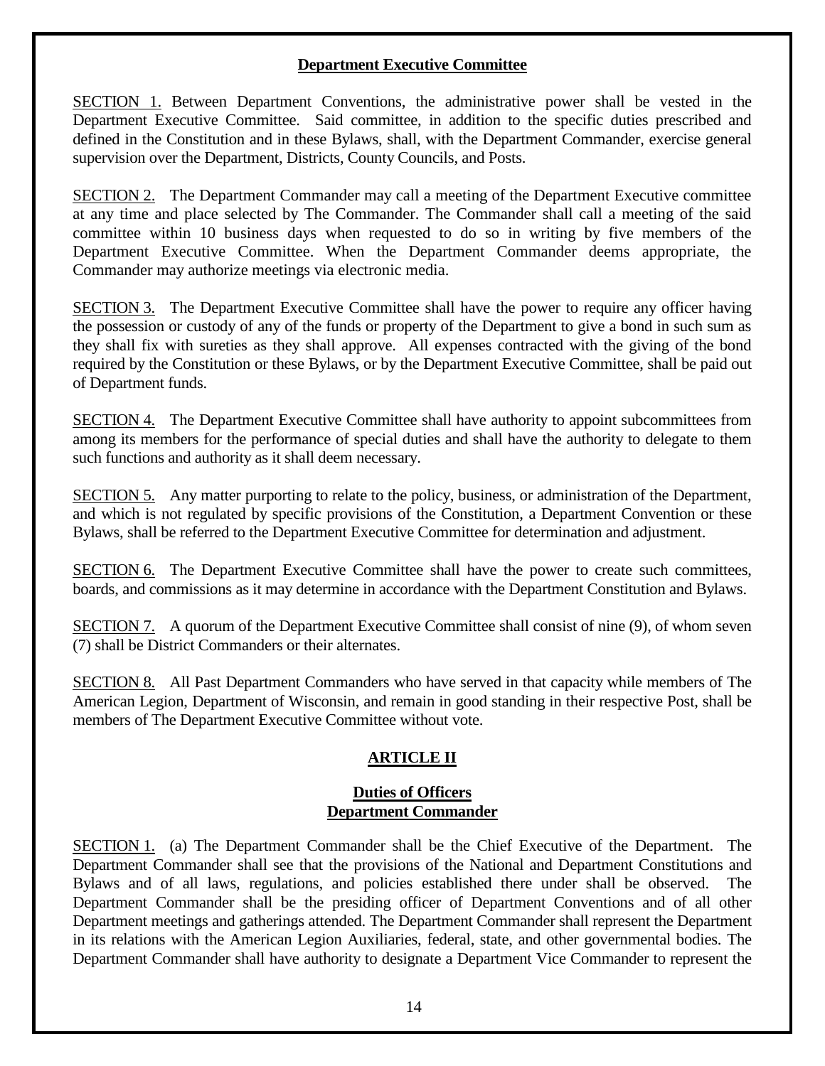**Department Executive Committee**

SECTION 1. Between Department Conventions, the administrative power shall be vested in the Department Executive Committee. Said committee, in addition to the specific duties prescribed and defined in the Constitution and in these Bylaws, shall, with the Department Commander, exercise general supervision over the Department, Districts, County Councils, and Posts.

SECTION 2. The Department Commander may call a meeting of the Department Executive committee at any time and place selected by The Commander. The Commander shall call a meeting of the said committee within 10 business days when requested to do so in writing by five members of the Department Executive Committee. When the Department Commander deems appropriate, the Commander may authorize meetings via electronic media.

SECTION 3. The Department Executive Committee shall have the power to require any officer having the possession or custody of any of the funds or property of the Department to give a bond in such sum as they shall fix with sureties as they shall approve. All expenses contracted with the giving of the bond required by the Constitution or these Bylaws, or by the Department Executive Committee, shall be paid out of Department funds.

SECTION 4. The Department Executive Committee shall have authority to appoint subcommittees from among its members for the performance of special duties and shall have the authority to delegate to them such functions and authority as it shall deem necessary.

SECTION 5. Any matter purporting to relate to the policy, business, or administration of the Department, and which is not regulated by specific provisions of the Constitution, a Department Convention or these Bylaws, shall be referred to the Department Executive Committee for determination and adjustment.

SECTION 6. The Department Executive Committee shall have the power to create such committees, boards, and commissions as it may determine in accordance with the Department Constitution and Bylaws.

SECTION 7. A quorum of the Department Executive Committee shall consist of nine (9), of whom seven (7) shall be District Commanders or their alternates.

SECTION 8. All Past Department Commanders who have served in that capacity while members of The American Legion, Department of Wisconsin, and remain in good standing in their respective Post, shall be members of The Department Executive Committee without vote.

## ARTICLE II

### Duties of Officers
### Department Commander

SECTION 1. (a) The Department Commander shall be the Chief Executive of the Department. The Department Commander shall see that the provisions of the National and Department Constitutions and Bylaws and of all laws, regulations, and policies established there under shall be observed. The Department Commander shall be the presiding officer of Department Conventions and of all other Department meetings and gatherings attended. The Department Commander shall represent the Department in its relations with the American Legion Auxiliaries, federal, state, and other governmental bodies. The Department Commander shall have authority to designate a Department Vice Commander to represent the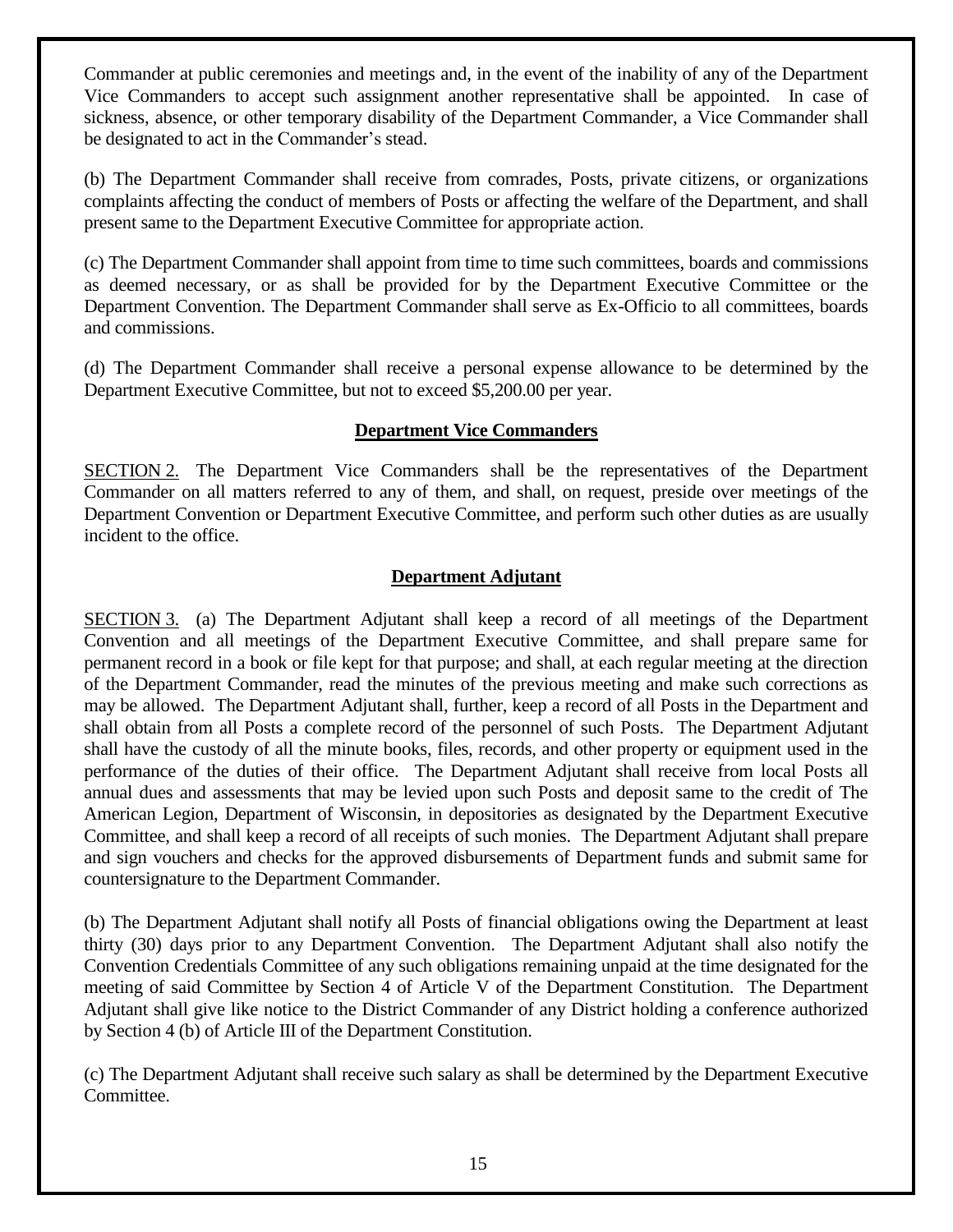Commander at public ceremonies and meetings and, in the event of the inability of any of the Department Vice Commanders to accept such assignment another representative shall be appointed. In case of sickness, absence, or other temporary disability of the Department Commander, a Vice Commander shall be designated to act in the Commander's stead.

(b) The Department Commander shall receive from comrades, Posts, private citizens, or organizations complaints affecting the conduct of members of Posts or affecting the welfare of the Department, and shall present same to the Department Executive Committee for appropriate action.

(c) The Department Commander shall appoint from time to time such committees, boards and commissions as deemed necessary, or as shall be provided for by the Department Executive Committee or the Department Convention. The Department Commander shall serve as Ex-Officio to all committees, boards and commissions.

(d) The Department Commander shall receive a personal expense allowance to be determined by the Department Executive Committee, but not to exceed $5,200.00 per year.

**Department Vice Commanders**

SECTION 2. The Department Vice Commanders shall be the representatives of the Department Commander on all matters referred to any of them, and shall, on request, preside over meetings of the Department Convention or Department Executive Committee, and perform such other duties as are usually incident to the office.

**Department Adjutant**

SECTION 3. (a) The Department Adjutant shall keep a record of all meetings of the Department Convention and all meetings of the Department Executive Committee, and shall prepare same for permanent record in a book or file kept for that purpose; and shall, at each regular meeting at the direction of the Department Commander, read the minutes of the previous meeting and make such corrections as may be allowed. The Department Adjutant shall, further, keep a record of all Posts in the Department and shall obtain from all Posts a complete record of the personnel of such Posts. The Department Adjutant shall have the custody of all the minute books, files, records, and other property or equipment used in the performance of the duties of their office. The Department Adjutant shall receive from local Posts all annual dues and assessments that may be levied upon such Posts and deposit same to the credit of The American Legion, Department of Wisconsin, in depositories as designated by the Department Executive Committee, and shall keep a record of all receipts of such monies. The Department Adjutant shall prepare and sign vouchers and checks for the approved disbursements of Department funds and submit same for countersignature to the Department Commander.

(b) The Department Adjutant shall notify all Posts of financial obligations owing the Department at least thirty (30) days prior to any Department Convention. The Department Adjutant shall also notify the Convention Credentials Committee of any such obligations remaining unpaid at the time designated for the meeting of said Committee by Section 4 of Article V of the Department Constitution. The Department Adjutant shall give like notice to the District Commander of any District holding a conference authorized by Section 4 (b) of Article III of the Department Constitution.

(c) The Department Adjutant shall receive such salary as shall be determined by the Department Executive Committee.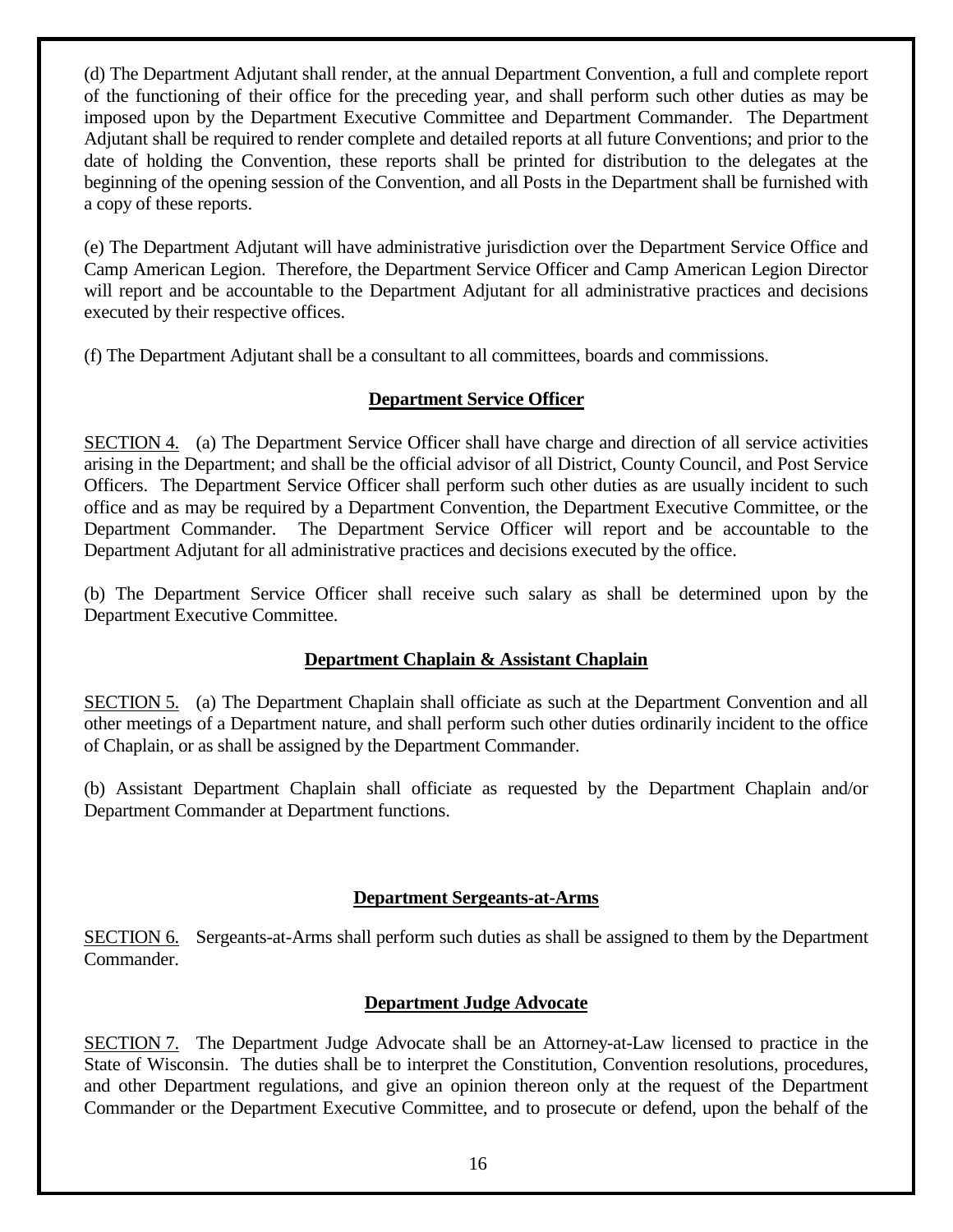(d) The Department Adjutant shall render, at the annual Department Convention, a full and complete report of the functioning of their office for the preceding year, and shall perform such other duties as may be imposed upon by the Department Executive Committee and Department Commander. The Department Adjutant shall be required to render complete and detailed reports at all future Conventions; and prior to the date of holding the Convention, these reports shall be printed for distribution to the delegates at the beginning of the opening session of the Convention, and all Posts in the Department shall be furnished with a copy of these reports.

(e) The Department Adjutant will have administrative jurisdiction over the Department Service Office and Camp American Legion. Therefore, the Department Service Officer and Camp American Legion Director will report and be accountable to the Department Adjutant for all administrative practices and decisions executed by their respective offices.

(f) The Department Adjutant shall be a consultant to all committees, boards and commissions.

### Department Service Officer

SECTION 4. (a) The Department Service Officer shall have charge and direction of all service activities arising in the Department; and shall be the official advisor of all District, County Council, and Post Service Officers. The Department Service Officer shall perform such other duties as are usually incident to such office and as may be required by a Department Convention, the Department Executive Committee, or the Department Commander. The Department Service Officer will report and be accountable to the Department Adjutant for all administrative practices and decisions executed by the office.

(b) The Department Service Officer shall receive such salary as shall be determined upon by the Department Executive Committee.

### Department Chaplain & Assistant Chaplain

SECTION 5. (a) The Department Chaplain shall officiate as such at the Department Convention and all other meetings of a Department nature, and shall perform such other duties ordinarily incident to the office of Chaplain, or as shall be assigned by the Department Commander.

(b) Assistant Department Chaplain shall officiate as requested by the Department Chaplain and/or Department Commander at Department functions.

### Department Sergeants-at-Arms

SECTION 6. Sergeants-at-Arms shall perform such duties as shall be assigned to them by the Department Commander.

### Department Judge Advocate

SECTION 7. The Department Judge Advocate shall be an Attorney-at-Law licensed to practice in the State of Wisconsin. The duties shall be to interpret the Constitution, Convention resolutions, procedures, and other Department regulations, and give an opinion thereon only at the request of the Department Commander or the Department Executive Committee, and to prosecute or defend, upon the behalf of the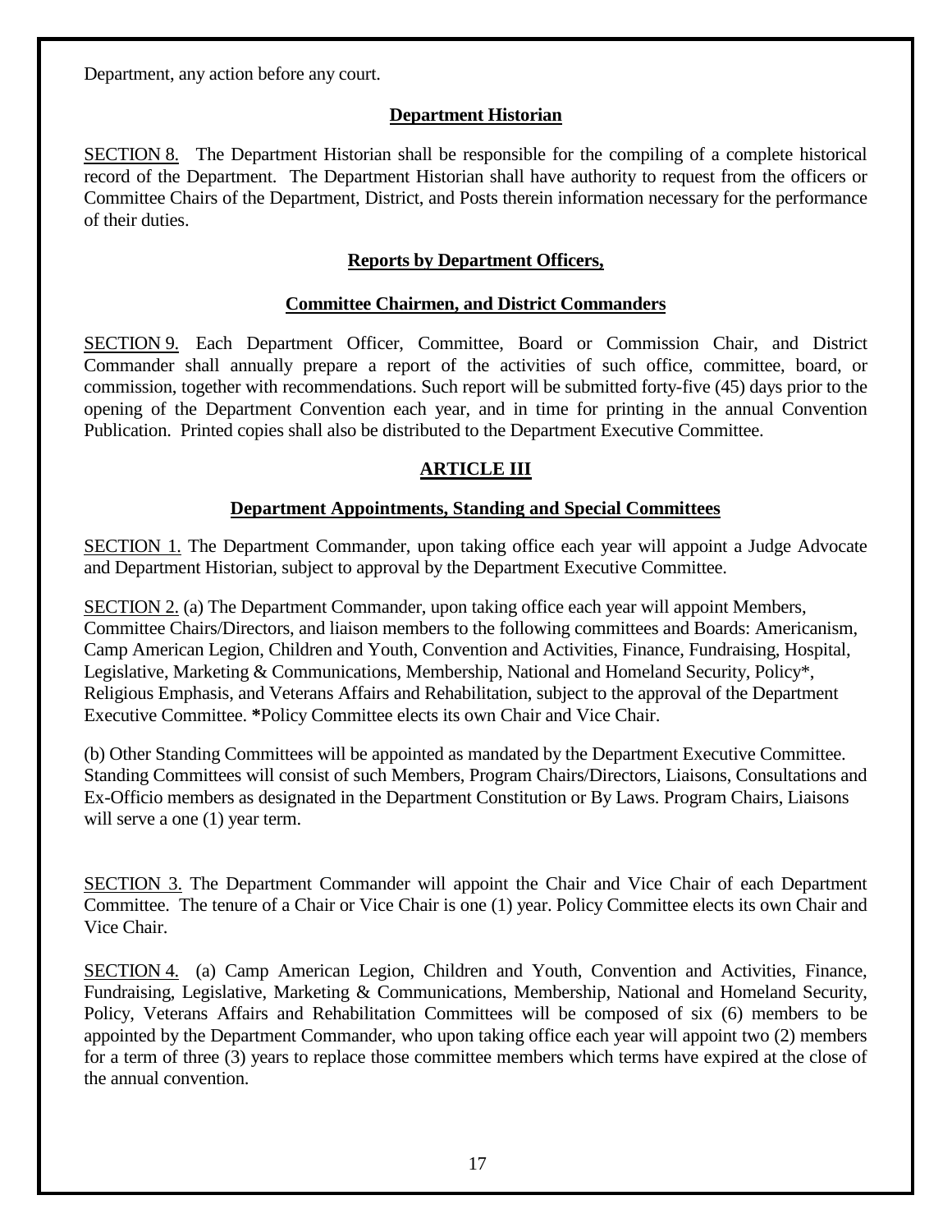Department, any action before any court.

## Department Historian

SECTION 8. The Department Historian shall be responsible for the compiling of a complete historical record of the Department. The Department Historian shall have authority to request from the officers or Committee Chairs of the Department, District, and Posts therein information necessary for the performance of their duties.

## Reports by Department Officers,

## Committee Chairmen, and District Commanders

SECTION 9. Each Department Officer, Committee, Board or Commission Chair, and District Commander shall annually prepare a report of the activities of such office, committee, board, or commission, together with recommendations. Such report will be submitted forty-five (45) days prior to the opening of the Department Convention each year, and in time for printing in the annual Convention Publication. Printed copies shall also be distributed to the Department Executive Committee.

# ARTICLE III

## Department Appointments, Standing and Special Committees

SECTION 1. The Department Commander, upon taking office each year will appoint a Judge Advocate and Department Historian, subject to approval by the Department Executive Committee.

SECTION 2. (a) The Department Commander, upon taking office each year will appoint Members, Committee Chairs/Directors, and liaison members to the following committees and Boards: Americanism, Camp American Legion, Children and Youth, Convention and Activities, Finance, Fundraising, Hospital, Legislative, Marketing & Communications, Membership, National and Homeland Security, Policy*, Religious Emphasis, and Veterans Affairs and Rehabilitation, subject to the approval of the Department Executive Committee. ***Policy Committee elects its own Chair and Vice Chair.

(b) Other Standing Committees will be appointed as mandated by the Department Executive Committee. Standing Committees will consist of such Members, Program Chairs/Directors, Liaisons, Consultations and Ex-Officio members as designated in the Department Constitution or By Laws. Program Chairs, Liaisons will serve a one (1) year term.

SECTION 3. The Department Commander will appoint the Chair and Vice Chair of each Department Committee. The tenure of a Chair or Vice Chair is one (1) year. Policy Committee elects its own Chair and Vice Chair.

SECTION 4. (a) Camp American Legion, Children and Youth, Convention and Activities, Finance, Fundraising, Legislative, Marketing & Communications, Membership, National and Homeland Security, Policy, Veterans Affairs and Rehabilitation Committees will be composed of six (6) members to be appointed by the Department Commander, who upon taking office each year will appoint two (2) members for a term of three (3) years to replace those committee members which terms have expired at the close of the annual convention.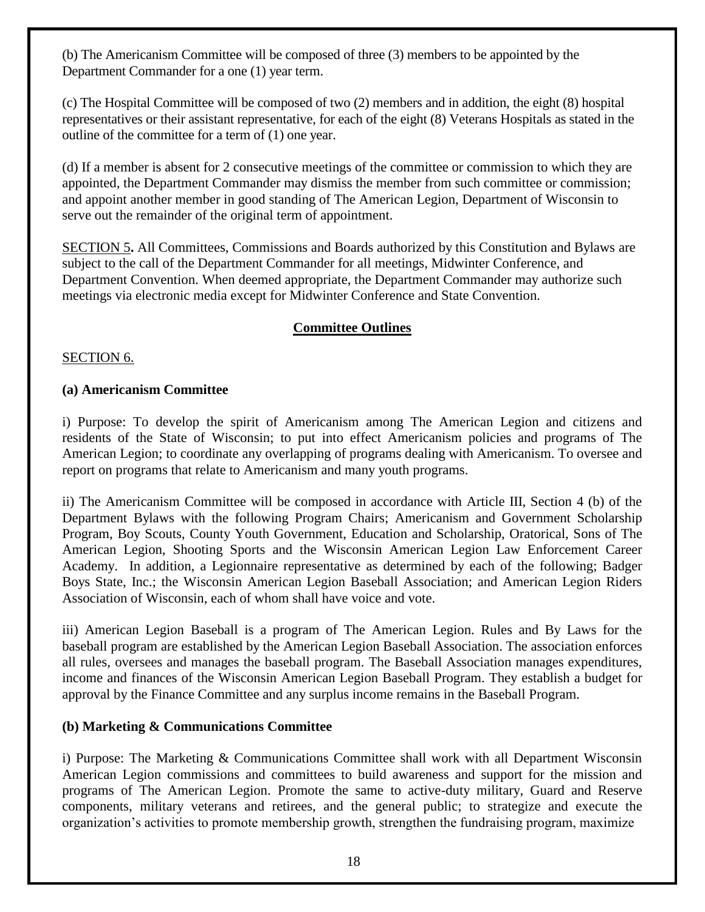(b) The Americanism Committee will be composed of three (3) members to be appointed by the Department Commander for a one (1) year term.

(c) The Hospital Committee will be composed of two (2) members and in addition, the eight (8) hospital representatives or their assistant representative, for each of the eight (8) Veterans Hospitals as stated in the outline of the committee for a term of (1) one year.

(d) If a member is absent for 2 consecutive meetings of the committee or commission to which they are appointed, the Department Commander may dismiss the member from such committee or commission; and appoint another member in good standing of The American Legion, Department of Wisconsin to serve out the remainder of the original term of appointment.

SECTION 5**.** All Committees, Commissions and Boards authorized by this Constitution and Bylaws are subject to the call of the Department Commander for all meetings, Midwinter Conference, and Department Convention. When deemed appropriate, the Department Commander may authorize such meetings via electronic media except for Midwinter Conference and State Convention.

## Committee Outlines

SECTION 6.

**(a) Americanism Committee**

i) Purpose: To develop the spirit of Americanism among The American Legion and citizens and residents of the State of Wisconsin; to put into effect Americanism policies and programs of The American Legion; to coordinate any overlapping of programs dealing with Americanism. To oversee and report on programs that relate to Americanism and many youth programs.

ii) The Americanism Committee will be composed in accordance with Article III, Section 4 (b) of the Department Bylaws with the following Program Chairs; Americanism and Government Scholarship Program, Boy Scouts, County Youth Government, Education and Scholarship, Oratorical, Sons of The American Legion, Shooting Sports and the Wisconsin American Legion Law Enforcement Career Academy. In addition, a Legionnaire representative as determined by each of the following; Badger Boys State, Inc.; the Wisconsin American Legion Baseball Association; and American Legion Riders Association of Wisconsin, each of whom shall have voice and vote.

iii) American Legion Baseball is a program of The American Legion. Rules and By Laws for the baseball program are established by the American Legion Baseball Association. The association enforces all rules, oversees and manages the baseball program. The Baseball Association manages expenditures, income and finances of the Wisconsin American Legion Baseball Program. They establish a budget for approval by the Finance Committee and any surplus income remains in the Baseball Program.

**(b) Marketing & Communications Committee**

i) Purpose: The Marketing & Communications Committee shall work with all Department Wisconsin American Legion commissions and committees to build awareness and support for the mission and programs of The American Legion. Promote the same to active-duty military, Guard and Reserve components, military veterans and retirees, and the general public; to strategize and execute the organization's activities to promote membership growth, strengthen the fundraising program, maximize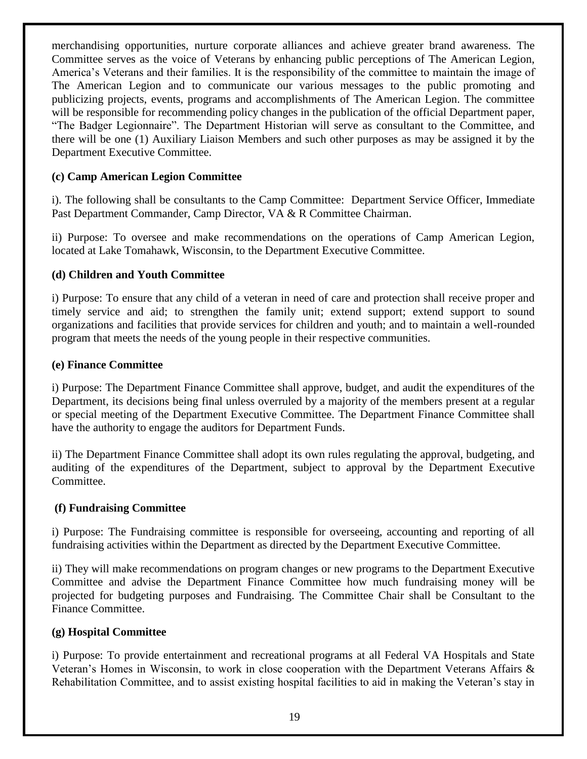merchandising opportunities, nurture corporate alliances and achieve greater brand awareness. The Committee serves as the voice of Veterans by enhancing public perceptions of The American Legion, America's Veterans and their families. It is the responsibility of the committee to maintain the image of The American Legion and to communicate our various messages to the public promoting and publicizing projects, events, programs and accomplishments of The American Legion. The committee will be responsible for recommending policy changes in the publication of the official Department paper, "The Badger Legionnaire". The Department Historian will serve as consultant to the Committee, and there will be one (1) Auxiliary Liaison Members and such other purposes as may be assigned it by the Department Executive Committee.

**(c) Camp American Legion Committee**

i). The following shall be consultants to the Camp Committee: Department Service Officer, Immediate Past Department Commander, Camp Director, VA & R Committee Chairman.

ii) Purpose: To oversee and make recommendations on the operations of Camp American Legion, located at Lake Tomahawk, Wisconsin, to the Department Executive Committee.

**(d) Children and Youth Committee**

i) Purpose: To ensure that any child of a veteran in need of care and protection shall receive proper and timely service and aid; to strengthen the family unit; extend support; extend support to sound organizations and facilities that provide services for children and youth; and to maintain a well-rounded program that meets the needs of the young people in their respective communities.

**(e) Finance Committee**

i) Purpose: The Department Finance Committee shall approve, budget, and audit the expenditures of the Department, its decisions being final unless overruled by a majority of the members present at a regular or special meeting of the Department Executive Committee. The Department Finance Committee shall have the authority to engage the auditors for Department Funds.

ii) The Department Finance Committee shall adopt its own rules regulating the approval, budgeting, and auditing of the expenditures of the Department, subject to approval by the Department Executive Committee.

**(f) Fundraising Committee**

i) Purpose: The Fundraising committee is responsible for overseeing, accounting and reporting of all fundraising activities within the Department as directed by the Department Executive Committee.

ii) They will make recommendations on program changes or new programs to the Department Executive Committee and advise the Department Finance Committee how much fundraising money will be projected for budgeting purposes and Fundraising. The Committee Chair shall be Consultant to the Finance Committee.

**(g) Hospital Committee**

i) Purpose: To provide entertainment and recreational programs at all Federal VA Hospitals and State Veteran's Homes in Wisconsin, to work in close cooperation with the Department Veterans Affairs & Rehabilitation Committee, and to assist existing hospital facilities to aid in making the Veteran's stay in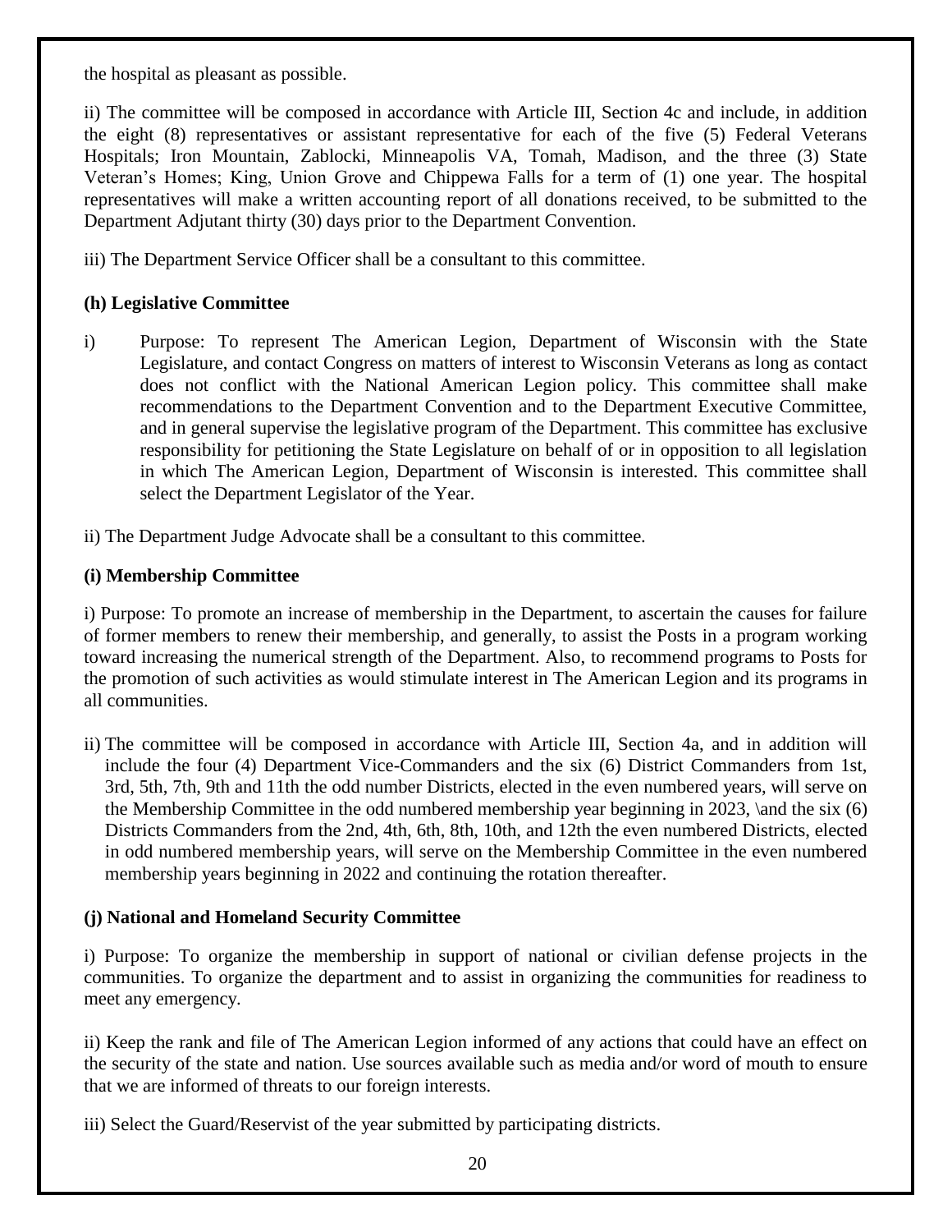the hospital as pleasant as possible.

ii) The committee will be composed in accordance with Article III, Section 4c and include, in addition the eight (8) representatives or assistant representative for each of the five (5) Federal Veterans Hospitals; Iron Mountain, Zablocki, Minneapolis VA, Tomah, Madison, and the three (3) State Veteran's Homes; King, Union Grove and Chippewa Falls for a term of (1) one year. The hospital representatives will make a written accounting report of all donations received, to be submitted to the Department Adjutant thirty (30) days prior to the Department Convention.

iii) The Department Service Officer shall be a consultant to this committee.

**(h) Legislative Committee**

i) Purpose: To represent The American Legion, Department of Wisconsin with the State Legislature, and contact Congress on matters of interest to Wisconsin Veterans as long as contact does not conflict with the National American Legion policy. This committee shall make recommendations to the Department Convention and to the Department Executive Committee, and in general supervise the legislative program of the Department. This committee has exclusive responsibility for petitioning the State Legislature on behalf of or in opposition to all legislation in which The American Legion, Department of Wisconsin is interested. This committee shall select the Department Legislator of the Year.

ii) The Department Judge Advocate shall be a consultant to this committee.

**(i) Membership Committee**

i) Purpose: To promote an increase of membership in the Department, to ascertain the causes for failure of former members to renew their membership, and generally, to assist the Posts in a program working toward increasing the numerical strength of the Department. Also, to recommend programs to Posts for the promotion of such activities as would stimulate interest in The American Legion and its programs in all communities.

ii) The committee will be composed in accordance with Article III, Section 4a, and in addition will include the four (4) Department Vice-Commanders and the six (6) District Commanders from 1st, 3rd, 5th, 7th, 9th and 11th the odd number Districts, elected in the even numbered years, will serve on the Membership Committee in the odd numbered membership year beginning in 2023, \and the six (6) Districts Commanders from the 2nd, 4th, 6th, 8th, 10th, and 12th the even numbered Districts, elected in odd numbered membership years, will serve on the Membership Committee in the even numbered membership years beginning in 2022 and continuing the rotation thereafter.

**(j) National and Homeland Security Committee**

i) Purpose: To organize the membership in support of national or civilian defense projects in the communities. To organize the department and to assist in organizing the communities for readiness to meet any emergency.

ii) Keep the rank and file of The American Legion informed of any actions that could have an effect on the security of the state and nation. Use sources available such as media and/or word of mouth to ensure that we are informed of threats to our foreign interests.

iii) Select the Guard/Reservist of the year submitted by participating districts.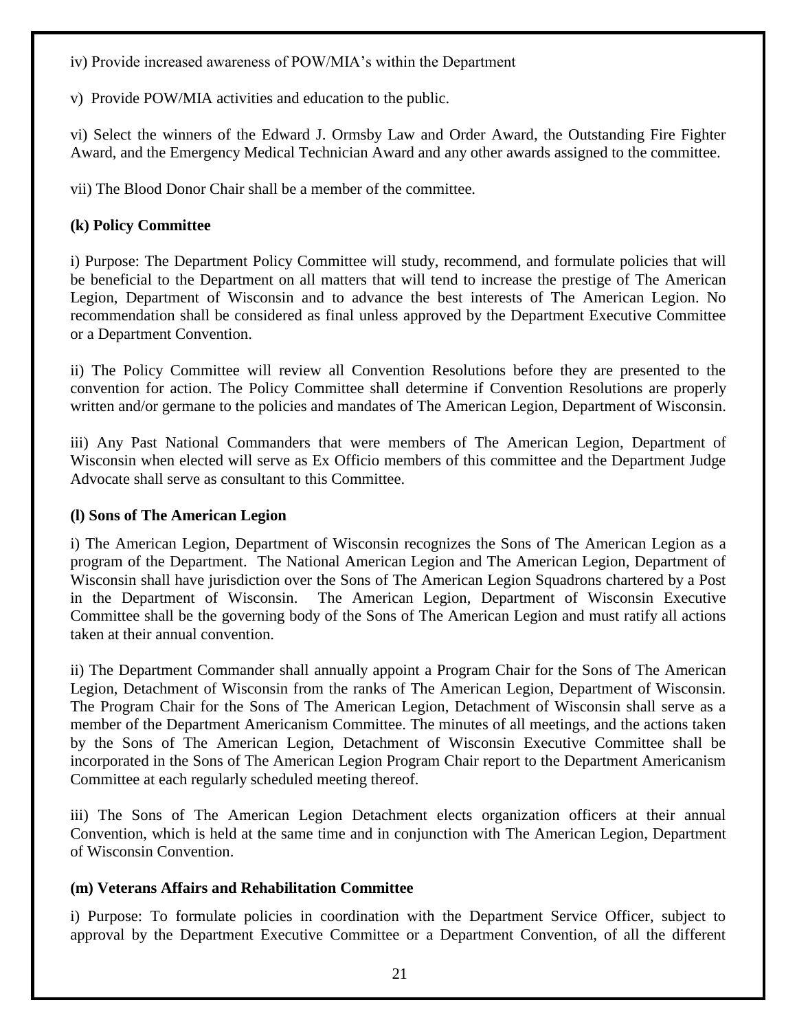iv) Provide increased awareness of POW/MIA's within the Department

v) Provide POW/MIA activities and education to the public.

vi) Select the winners of the Edward J. Ormsby Law and Order Award, the Outstanding Fire Fighter Award, and the Emergency Medical Technician Award and any other awards assigned to the committee.

vii) The Blood Donor Chair shall be a member of the committee.

**(k) Policy Committee**

i) Purpose: The Department Policy Committee will study, recommend, and formulate policies that will be beneficial to the Department on all matters that will tend to increase the prestige of The American Legion, Department of Wisconsin and to advance the best interests of The American Legion. No recommendation shall be considered as final unless approved by the Department Executive Committee or a Department Convention.

ii) The Policy Committee will review all Convention Resolutions before they are presented to the convention for action. The Policy Committee shall determine if Convention Resolutions are properly written and/or germane to the policies and mandates of The American Legion, Department of Wisconsin.

iii) Any Past National Commanders that were members of The American Legion, Department of Wisconsin when elected will serve as Ex Officio members of this committee and the Department Judge Advocate shall serve as consultant to this Committee.

**(l) Sons of The American Legion**

i) The American Legion, Department of Wisconsin recognizes the Sons of The American Legion as a program of the Department. The National American Legion and The American Legion, Department of Wisconsin shall have jurisdiction over the Sons of The American Legion Squadrons chartered by a Post in the Department of Wisconsin. The American Legion, Department of Wisconsin Executive Committee shall be the governing body of the Sons of The American Legion and must ratify all actions taken at their annual convention.

ii) The Department Commander shall annually appoint a Program Chair for the Sons of The American Legion, Detachment of Wisconsin from the ranks of The American Legion, Department of Wisconsin. The Program Chair for the Sons of The American Legion, Detachment of Wisconsin shall serve as a member of the Department Americanism Committee. The minutes of all meetings, and the actions taken by the Sons of The American Legion, Detachment of Wisconsin Executive Committee shall be incorporated in the Sons of The American Legion Program Chair report to the Department Americanism Committee at each regularly scheduled meeting thereof.

iii) The Sons of The American Legion Detachment elects organization officers at their annual Convention, which is held at the same time and in conjunction with The American Legion, Department of Wisconsin Convention.

**(m) Veterans Affairs and Rehabilitation Committee**

i) Purpose: To formulate policies in coordination with the Department Service Officer, subject to approval by the Department Executive Committee or a Department Convention, of all the different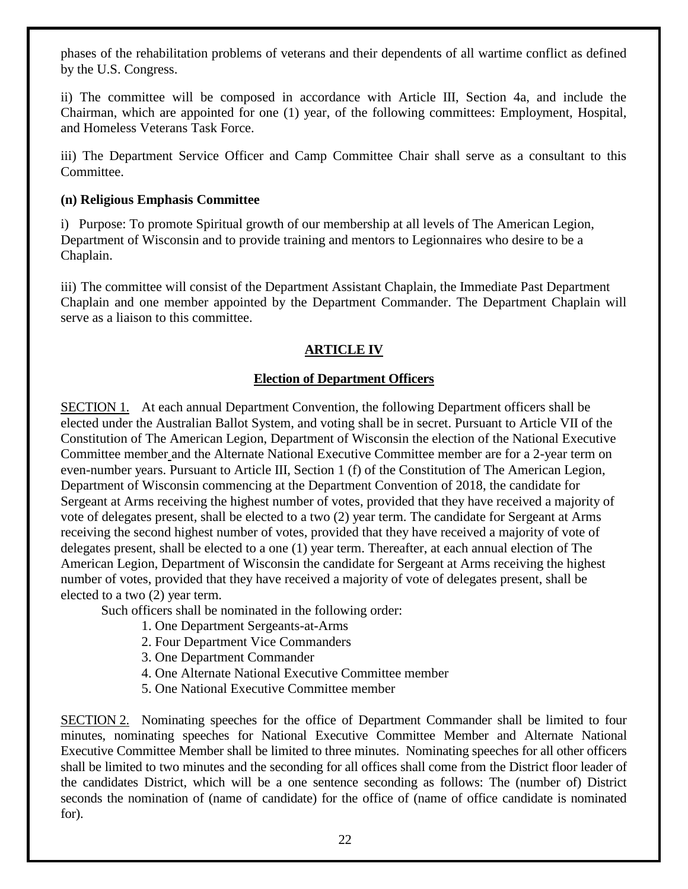phases of the rehabilitation problems of veterans and their dependents of all wartime conflict as defined by the U.S. Congress.

ii) The committee will be composed in accordance with Article III, Section 4a, and include the Chairman, which are appointed for one (1) year, of the following committees: Employment, Hospital, and Homeless Veterans Task Force.

iii) The Department Service Officer and Camp Committee Chair shall serve as a consultant to this Committee.

**(n) Religious Emphasis Committee**

i) Purpose: To promote Spiritual growth of our membership at all levels of The American Legion, Department of Wisconsin and to provide training and mentors to Legionnaires who desire to be a Chaplain.

iii) The committee will consist of the Department Assistant Chaplain, the Immediate Past Department Chaplain and one member appointed by the Department Commander. The Department Chaplain will serve as a liaison to this committee.

## ARTICLE IV

### Election of Department Officers

SECTION 1. At each annual Department Convention, the following Department officers shall be elected under the Australian Ballot System, and voting shall be in secret. Pursuant to Article VII of the Constitution of The American Legion, Department of Wisconsin the election of the National Executive Committee member and the Alternate National Executive Committee member are for a 2-year term on even-number years. Pursuant to Article III, Section 1 (f) of the Constitution of The American Legion, Department of Wisconsin commencing at the Department Convention of 2018, the candidate for Sergeant at Arms receiving the highest number of votes, provided that they have received a majority of vote of delegates present, shall be elected to a two (2) year term. The candidate for Sergeant at Arms receiving the second highest number of votes, provided that they have received a majority of vote of delegates present, shall be elected to a one (1) year term. Thereafter, at each annual election of The American Legion, Department of Wisconsin the candidate for Sergeant at Arms receiving the highest number of votes, provided that they have received a majority of vote of delegates present, shall be elected to a two (2) year term.

Such officers shall be nominated in the following order:

1. One Department Sergeants-at-Arms
2. Four Department Vice Commanders
3. One Department Commander
4. One Alternate National Executive Committee member
5. One National Executive Committee member

SECTION 2. Nominating speeches for the office of Department Commander shall be limited to four minutes, nominating speeches for National Executive Committee Member and Alternate National Executive Committee Member shall be limited to three minutes. Nominating speeches for all other officers shall be limited to two minutes and the seconding for all offices shall come from the District floor leader of the candidates District, which will be a one sentence seconding as follows: The (number of) District seconds the nomination of (name of candidate) for the office of (name of office candidate is nominated for).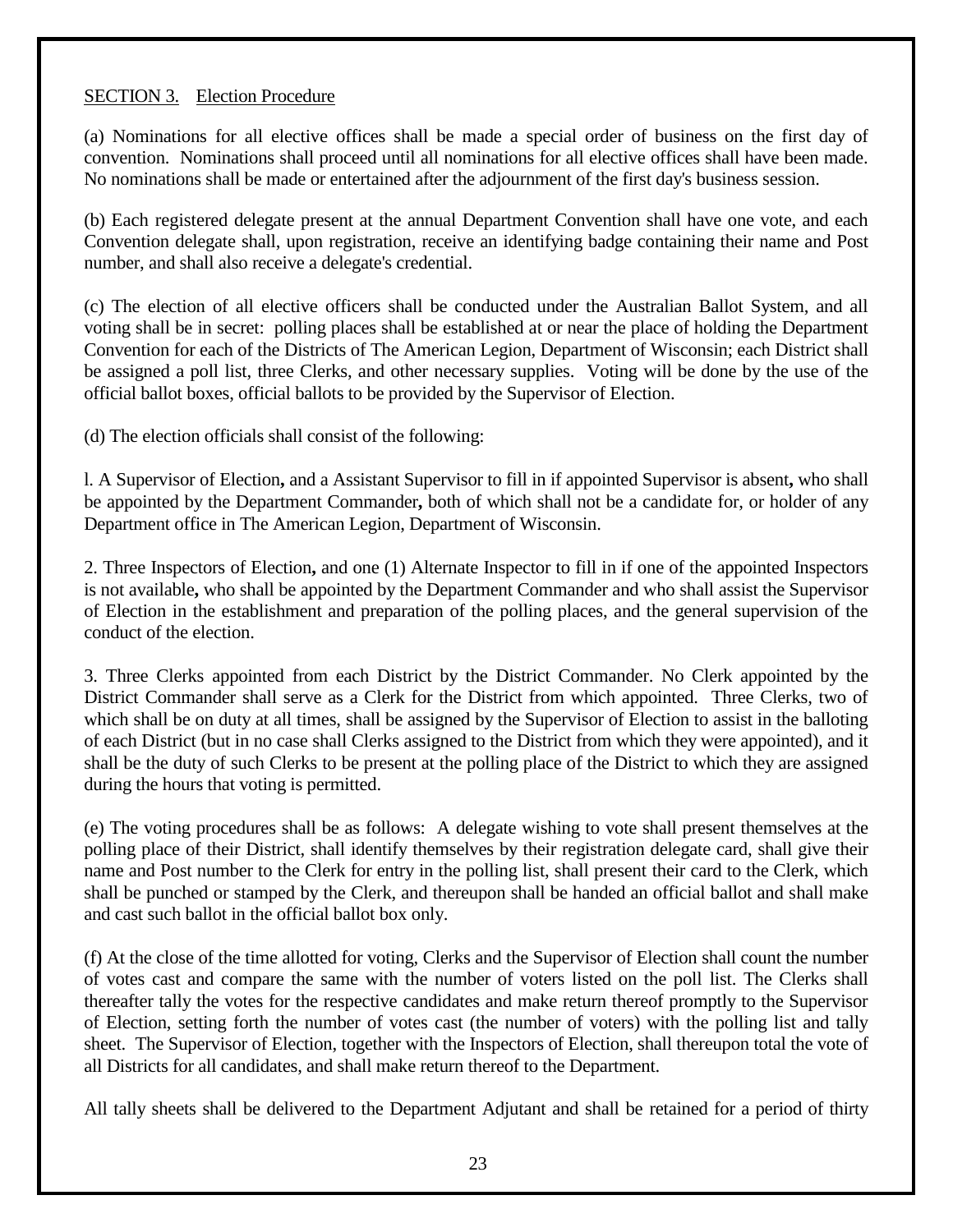SECTION 3. Election Procedure

(a) Nominations for all elective offices shall be made a special order of business on the first day of convention. Nominations shall proceed until all nominations for all elective offices shall have been made. No nominations shall be made or entertained after the adjournment of the first day's business session.

(b) Each registered delegate present at the annual Department Convention shall have one vote, and each Convention delegate shall, upon registration, receive an identifying badge containing their name and Post number, and shall also receive a delegate's credential.

(c) The election of all elective officers shall be conducted under the Australian Ballot System, and all voting shall be in secret: polling places shall be established at or near the place of holding the Department Convention for each of the Districts of The American Legion, Department of Wisconsin; each District shall be assigned a poll list, three Clerks, and other necessary supplies. Voting will be done by the use of the official ballot boxes, official ballots to be provided by the Supervisor of Election.

(d) The election officials shall consist of the following:

l. A Supervisor of Election**,** and a Assistant Supervisor to fill in if appointed Supervisor is absent**,** who shall be appointed by the Department Commander**,** both of which shall not be a candidate for, or holder of any Department office in The American Legion, Department of Wisconsin.

2. Three Inspectors of Election**,** and one (1) Alternate Inspector to fill in if one of the appointed Inspectors is not available**,** who shall be appointed by the Department Commander and who shall assist the Supervisor of Election in the establishment and preparation of the polling places, and the general supervision of the conduct of the election.

3. Three Clerks appointed from each District by the District Commander. No Clerk appointed by the District Commander shall serve as a Clerk for the District from which appointed. Three Clerks, two of which shall be on duty at all times, shall be assigned by the Supervisor of Election to assist in the balloting of each District (but in no case shall Clerks assigned to the District from which they were appointed), and it shall be the duty of such Clerks to be present at the polling place of the District to which they are assigned during the hours that voting is permitted.

(e) The voting procedures shall be as follows: A delegate wishing to vote shall present themselves at the polling place of their District, shall identify themselves by their registration delegate card, shall give their name and Post number to the Clerk for entry in the polling list, shall present their card to the Clerk, which shall be punched or stamped by the Clerk, and thereupon shall be handed an official ballot and shall make and cast such ballot in the official ballot box only.

(f) At the close of the time allotted for voting, Clerks and the Supervisor of Election shall count the number of votes cast and compare the same with the number of voters listed on the poll list. The Clerks shall thereafter tally the votes for the respective candidates and make return thereof promptly to the Supervisor of Election, setting forth the number of votes cast (the number of voters) with the polling list and tally sheet. The Supervisor of Election, together with the Inspectors of Election, shall thereupon total the vote of all Districts for all candidates, and shall make return thereof to the Department.

All tally sheets shall be delivered to the Department Adjutant and shall be retained for a period of thirty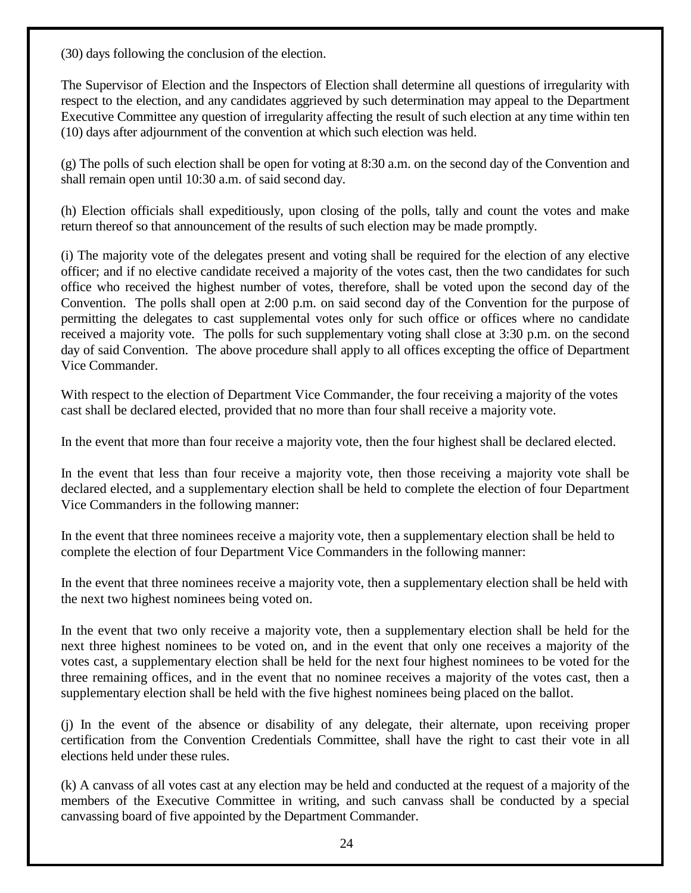(30) days following the conclusion of the election.

The Supervisor of Election and the Inspectors of Election shall determine all questions of irregularity with respect to the election, and any candidates aggrieved by such determination may appeal to the Department Executive Committee any question of irregularity affecting the result of such election at any time within ten (10) days after adjournment of the convention at which such election was held.

(g) The polls of such election shall be open for voting at 8:30 a.m. on the second day of the Convention and shall remain open until 10:30 a.m. of said second day.

(h) Election officials shall expeditiously, upon closing of the polls, tally and count the votes and make return thereof so that announcement of the results of such election may be made promptly.

(i) The majority vote of the delegates present and voting shall be required for the election of any elective officer; and if no elective candidate received a majority of the votes cast, then the two candidates for such office who received the highest number of votes, therefore, shall be voted upon the second day of the Convention. The polls shall open at 2:00 p.m. on said second day of the Convention for the purpose of permitting the delegates to cast supplemental votes only for such office or offices where no candidate received a majority vote. The polls for such supplementary voting shall close at 3:30 p.m. on the second day of said Convention. The above procedure shall apply to all offices excepting the office of Department Vice Commander.

With respect to the election of Department Vice Commander, the four receiving a majority of the votes cast shall be declared elected, provided that no more than four shall receive a majority vote.

In the event that more than four receive a majority vote, then the four highest shall be declared elected.

In the event that less than four receive a majority vote, then those receiving a majority vote shall be declared elected, and a supplementary election shall be held to complete the election of four Department Vice Commanders in the following manner:

In the event that three nominees receive a majority vote, then a supplementary election shall be held to complete the election of four Department Vice Commanders in the following manner:

In the event that three nominees receive a majority vote, then a supplementary election shall be held with the next two highest nominees being voted on.

In the event that two only receive a majority vote, then a supplementary election shall be held for the next three highest nominees to be voted on, and in the event that only one receives a majority of the votes cast, a supplementary election shall be held for the next four highest nominees to be voted for the three remaining offices, and in the event that no nominee receives a majority of the votes cast, then a supplementary election shall be held with the five highest nominees being placed on the ballot.

(j) In the event of the absence or disability of any delegate, their alternate, upon receiving proper certification from the Convention Credentials Committee, shall have the right to cast their vote in all elections held under these rules.

(k) A canvass of all votes cast at any election may be held and conducted at the request of a majority of the members of the Executive Committee in writing, and such canvass shall be conducted by a special canvassing board of five appointed by the Department Commander.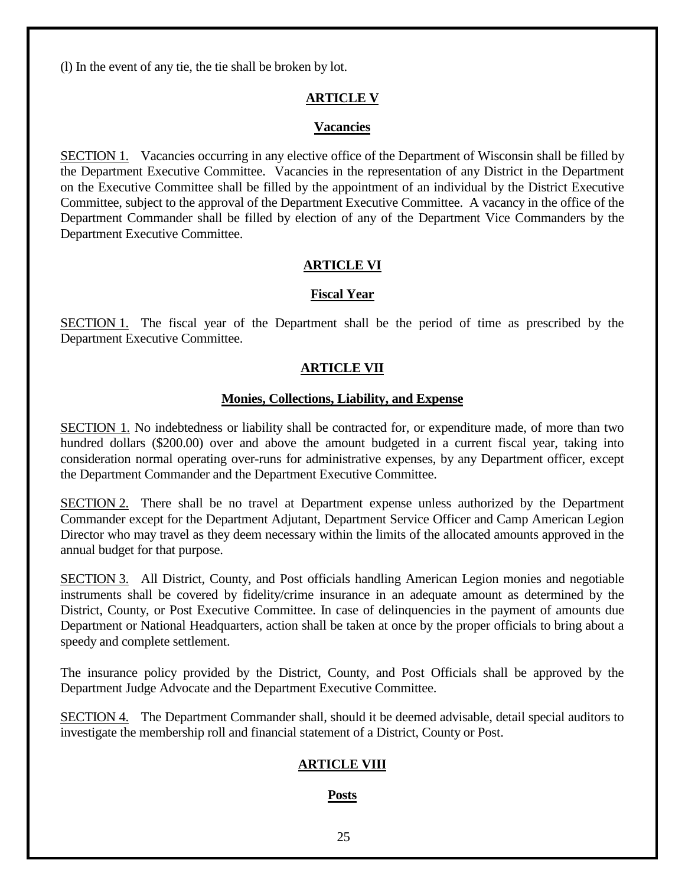(l) In the event of any tie, the tie shall be broken by lot.

## ARTICLE V

### Vacancies

SECTION 1. Vacancies occurring in any elective office of the Department of Wisconsin shall be filled by the Department Executive Committee. Vacancies in the representation of any District in the Department on the Executive Committee shall be filled by the appointment of an individual by the District Executive Committee, subject to the approval of the Department Executive Committee. A vacancy in the office of the Department Commander shall be filled by election of any of the Department Vice Commanders by the Department Executive Committee.

## ARTICLE VI

### Fiscal Year

SECTION 1. The fiscal year of the Department shall be the period of time as prescribed by the Department Executive Committee.

## ARTICLE VII

### Monies, Collections, Liability, and Expense

SECTION 1. No indebtedness or liability shall be contracted for, or expenditure made, of more than two hundred dollars ($200.00) over and above the amount budgeted in a current fiscal year, taking into consideration normal operating over-runs for administrative expenses, by any Department officer, except the Department Commander and the Department Executive Committee.

SECTION 2. There shall be no travel at Department expense unless authorized by the Department Commander except for the Department Adjutant, Department Service Officer and Camp American Legion Director who may travel as they deem necessary within the limits of the allocated amounts approved in the annual budget for that purpose.

SECTION 3. All District, County, and Post officials handling American Legion monies and negotiable instruments shall be covered by fidelity/crime insurance in an adequate amount as determined by the District, County, or Post Executive Committee. In case of delinquencies in the payment of amounts due Department or National Headquarters, action shall be taken at once by the proper officials to bring about a speedy and complete settlement.

The insurance policy provided by the District, County, and Post Officials shall be approved by the Department Judge Advocate and the Department Executive Committee.

SECTION 4. The Department Commander shall, should it be deemed advisable, detail special auditors to investigate the membership roll and financial statement of a District, County or Post.

## ARTICLE VIII

### Posts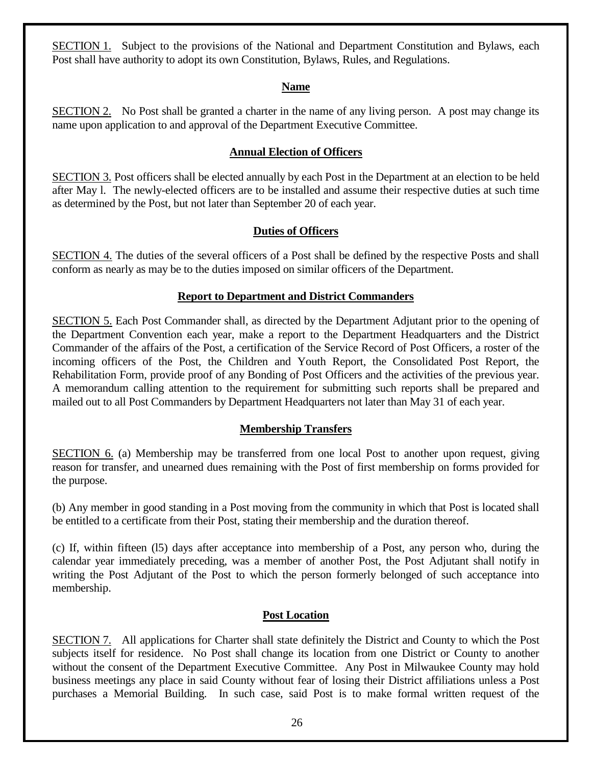SECTION 1. Subject to the provisions of the National and Department Constitution and Bylaws, each Post shall have authority to adopt its own Constitution, Bylaws, Rules, and Regulations.

**Name**

SECTION 2. No Post shall be granted a charter in the name of any living person. A post may change its name upon application to and approval of the Department Executive Committee.

**Annual Election of Officers**

SECTION 3. Post officers shall be elected annually by each Post in the Department at an election to be held after May l. The newly-elected officers are to be installed and assume their respective duties at such time as determined by the Post, but not later than September 20 of each year.

**Duties of Officers**

SECTION 4. The duties of the several officers of a Post shall be defined by the respective Posts and shall conform as nearly as may be to the duties imposed on similar officers of the Department.

**Report to Department and District Commanders**

SECTION 5. Each Post Commander shall, as directed by the Department Adjutant prior to the opening of the Department Convention each year, make a report to the Department Headquarters and the District Commander of the affairs of the Post, a certification of the Service Record of Post Officers, a roster of the incoming officers of the Post, the Children and Youth Report, the Consolidated Post Report, the Rehabilitation Form, provide proof of any Bonding of Post Officers and the activities of the previous year. A memorandum calling attention to the requirement for submitting such reports shall be prepared and mailed out to all Post Commanders by Department Headquarters not later than May 31 of each year.

**Membership Transfers**

SECTION 6. (a) Membership may be transferred from one local Post to another upon request, giving reason for transfer, and unearned dues remaining with the Post of first membership on forms provided for the purpose.

(b) Any member in good standing in a Post moving from the community in which that Post is located shall be entitled to a certificate from their Post, stating their membership and the duration thereof.

(c) If, within fifteen (l5) days after acceptance into membership of a Post, any person who, during the calendar year immediately preceding, was a member of another Post, the Post Adjutant shall notify in writing the Post Adjutant of the Post to which the person formerly belonged of such acceptance into membership.

**Post Location**

SECTION 7. All applications for Charter shall state definitely the District and County to which the Post subjects itself for residence. No Post shall change its location from one District or County to another without the consent of the Department Executive Committee. Any Post in Milwaukee County may hold business meetings any place in said County without fear of losing their District affiliations unless a Post purchases a Memorial Building. In such case, said Post is to make formal written request of the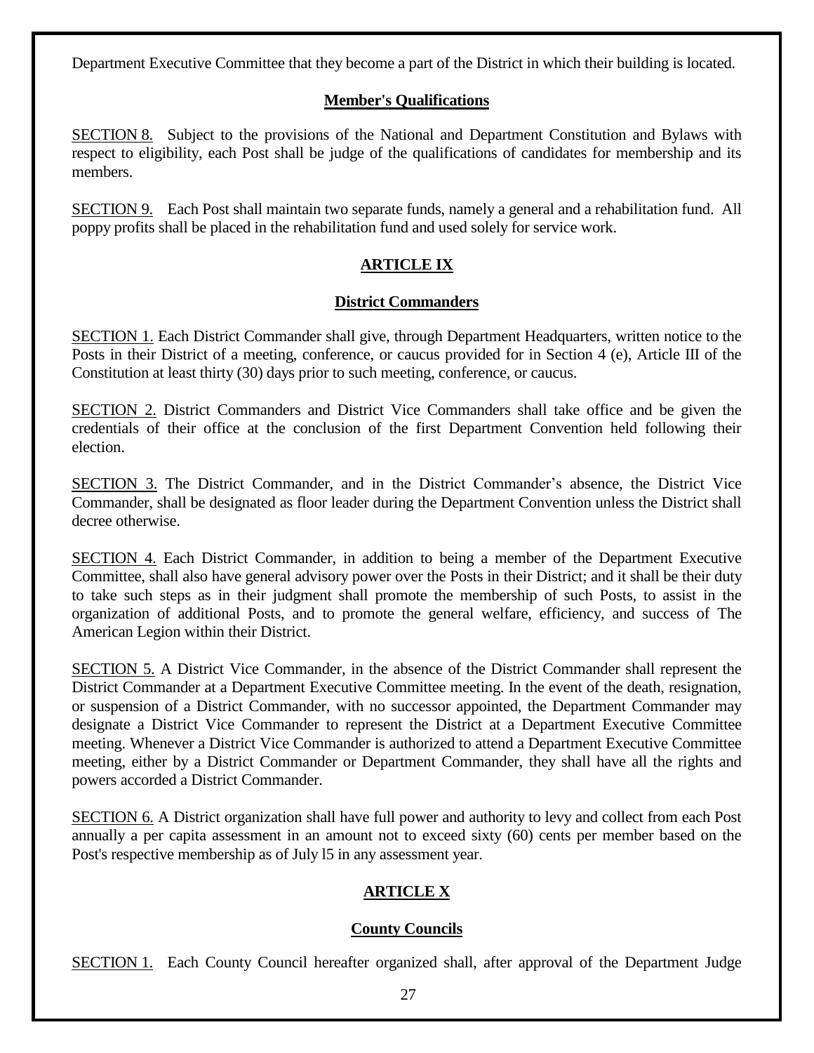Department Executive Committee that they become a part of the District in which their building is located.

## Member's Qualifications

SECTION 8. Subject to the provisions of the National and Department Constitution and Bylaws with respect to eligibility, each Post shall be judge of the qualifications of candidates for membership and its members.

SECTION 9. Each Post shall maintain two separate funds, namely a general and a rehabilitation fund. All poppy profits shall be placed in the rehabilitation fund and used solely for service work.

# ARTICLE IX

## District Commanders

SECTION 1. Each District Commander shall give, through Department Headquarters, written notice to the Posts in their District of a meeting, conference, or caucus provided for in Section 4 (e), Article III of the Constitution at least thirty (30) days prior to such meeting, conference, or caucus.

SECTION 2. District Commanders and District Vice Commanders shall take office and be given the credentials of their office at the conclusion of the first Department Convention held following their election.

SECTION 3. The District Commander, and in the District Commander's absence, the District Vice Commander, shall be designated as floor leader during the Department Convention unless the District shall decree otherwise.

SECTION 4. Each District Commander, in addition to being a member of the Department Executive Committee, shall also have general advisory power over the Posts in their District; and it shall be their duty to take such steps as in their judgment shall promote the membership of such Posts, to assist in the organization of additional Posts, and to promote the general welfare, efficiency, and success of The American Legion within their District.

SECTION 5. A District Vice Commander, in the absence of the District Commander shall represent the District Commander at a Department Executive Committee meeting. In the event of the death, resignation, or suspension of a District Commander, with no successor appointed, the Department Commander may designate a District Vice Commander to represent the District at a Department Executive Committee meeting. Whenever a District Vice Commander is authorized to attend a Department Executive Committee meeting, either by a District Commander or Department Commander, they shall have all the rights and powers accorded a District Commander.

SECTION 6. A District organization shall have full power and authority to levy and collect from each Post annually a per capita assessment in an amount not to exceed sixty (60) cents per member based on the Post's respective membership as of July l5 in any assessment year.

# ARTICLE X

## County Councils

SECTION 1. Each County Council hereafter organized shall, after approval of the Department Judge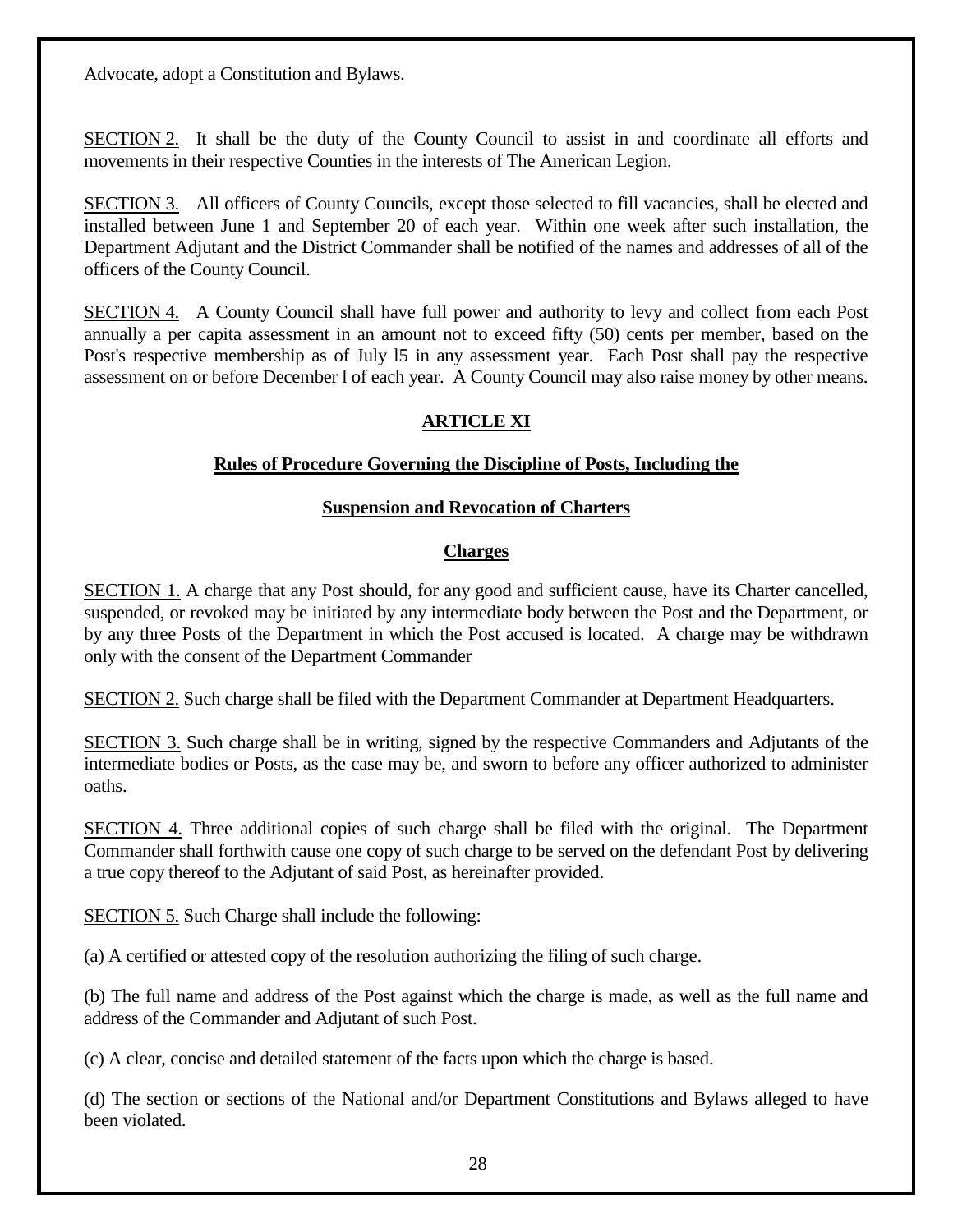Advocate, adopt a Constitution and Bylaws.

SECTION 2. It shall be the duty of the County Council to assist in and coordinate all efforts and movements in their respective Counties in the interests of The American Legion.

SECTION 3. All officers of County Councils, except those selected to fill vacancies, shall be elected and installed between June 1 and September 20 of each year. Within one week after such installation, the Department Adjutant and the District Commander shall be notified of the names and addresses of all of the officers of the County Council.

SECTION 4. A County Council shall have full power and authority to levy and collect from each Post annually a per capita assessment in an amount not to exceed fifty (50) cents per member, based on the Post's respective membership as of July l5 in any assessment year. Each Post shall pay the respective assessment on or before December l of each year. A County Council may also raise money by other means.

## ARTICLE XI

### Rules of Procedure Governing the Discipline of Posts, Including the Suspension and Revocation of Charters

### Charges

SECTION 1. A charge that any Post should, for any good and sufficient cause, have its Charter cancelled, suspended, or revoked may be initiated by any intermediate body between the Post and the Department, or by any three Posts of the Department in which the Post accused is located. A charge may be withdrawn only with the consent of the Department Commander

SECTION 2. Such charge shall be filed with the Department Commander at Department Headquarters.

SECTION 3. Such charge shall be in writing, signed by the respective Commanders and Adjutants of the intermediate bodies or Posts, as the case may be, and sworn to before any officer authorized to administer oaths.

SECTION 4. Three additional copies of such charge shall be filed with the original. The Department Commander shall forthwith cause one copy of such charge to be served on the defendant Post by delivering a true copy thereof to the Adjutant of said Post, as hereinafter provided.

SECTION 5. Such Charge shall include the following:

(a) A certified or attested copy of the resolution authorizing the filing of such charge.

(b) The full name and address of the Post against which the charge is made, as well as the full name and address of the Commander and Adjutant of such Post.

(c) A clear, concise and detailed statement of the facts upon which the charge is based.

(d) The section or sections of the National and/or Department Constitutions and Bylaws alleged to have been violated.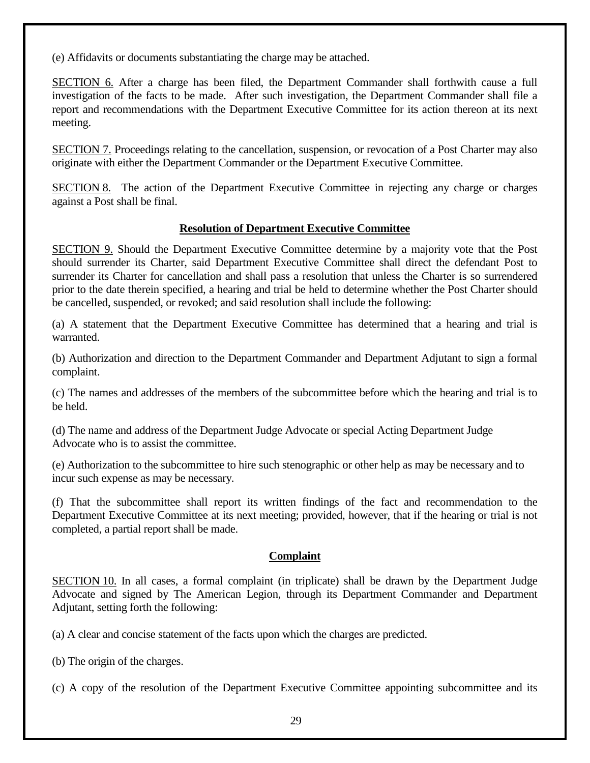(e) Affidavits or documents substantiating the charge may be attached.

SECTION 6. After a charge has been filed, the Department Commander shall forthwith cause a full investigation of the facts to be made. After such investigation, the Department Commander shall file a report and recommendations with the Department Executive Committee for its action thereon at its next meeting.

SECTION 7. Proceedings relating to the cancellation, suspension, or revocation of a Post Charter may also originate with either the Department Commander or the Department Executive Committee.

SECTION 8. The action of the Department Executive Committee in rejecting any charge or charges against a Post shall be final.

## Resolution of Department Executive Committee

SECTION 9. Should the Department Executive Committee determine by a majority vote that the Post should surrender its Charter, said Department Executive Committee shall direct the defendant Post to surrender its Charter for cancellation and shall pass a resolution that unless the Charter is so surrendered prior to the date therein specified, a hearing and trial be held to determine whether the Post Charter should be cancelled, suspended, or revoked; and said resolution shall include the following:

(a) A statement that the Department Executive Committee has determined that a hearing and trial is warranted.

(b) Authorization and direction to the Department Commander and Department Adjutant to sign a formal complaint.

(c) The names and addresses of the members of the subcommittee before which the hearing and trial is to be held.

(d) The name and address of the Department Judge Advocate or special Acting Department Judge Advocate who is to assist the committee.

(e) Authorization to the subcommittee to hire such stenographic or other help as may be necessary and to incur such expense as may be necessary.

(f) That the subcommittee shall report its written findings of the fact and recommendation to the Department Executive Committee at its next meeting; provided, however, that if the hearing or trial is not completed, a partial report shall be made.

## Complaint

SECTION 10. In all cases, a formal complaint (in triplicate) shall be drawn by the Department Judge Advocate and signed by The American Legion, through its Department Commander and Department Adjutant, setting forth the following:

(a) A clear and concise statement of the facts upon which the charges are predicted.

(b) The origin of the charges.

(c) A copy of the resolution of the Department Executive Committee appointing subcommittee and its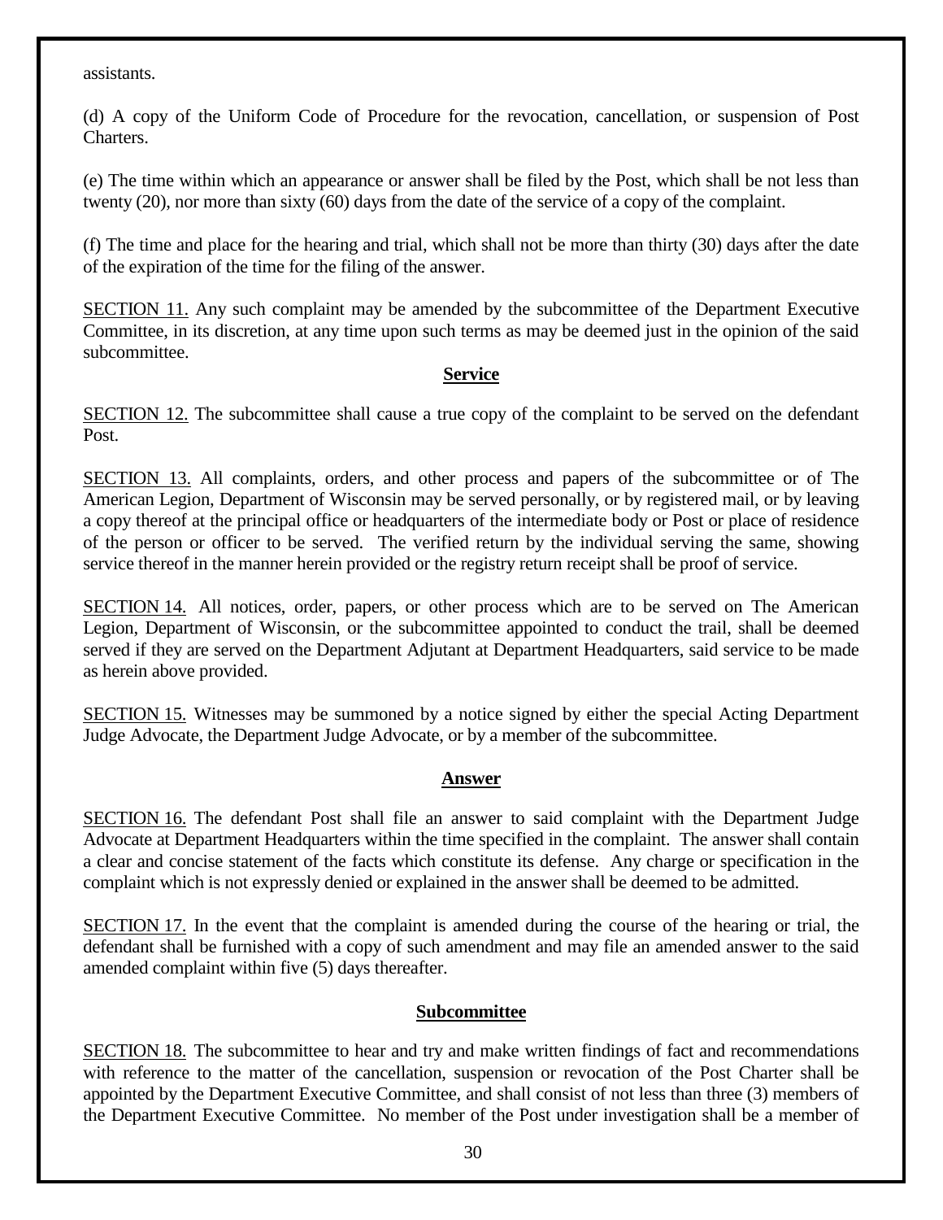assistants.

(d) A copy of the Uniform Code of Procedure for the revocation, cancellation, or suspension of Post Charters.

(e) The time within which an appearance or answer shall be filed by the Post, which shall be not less than twenty (20), nor more than sixty (60) days from the date of the service of a copy of the complaint.

(f) The time and place for the hearing and trial, which shall not be more than thirty (30) days after the date of the expiration of the time for the filing of the answer.

SECTION 11. Any such complaint may be amended by the subcommittee of the Department Executive Committee, in its discretion, at any time upon such terms as may be deemed just in the opinion of the said subcommittee.

**Service**

SECTION 12. The subcommittee shall cause a true copy of the complaint to be served on the defendant Post.

SECTION 13. All complaints, orders, and other process and papers of the subcommittee or of The American Legion, Department of Wisconsin may be served personally, or by registered mail, or by leaving a copy thereof at the principal office or headquarters of the intermediate body or Post or place of residence of the person or officer to be served. The verified return by the individual serving the same, showing service thereof in the manner herein provided or the registry return receipt shall be proof of service.

SECTION 14. All notices, order, papers, or other process which are to be served on The American Legion, Department of Wisconsin, or the subcommittee appointed to conduct the trail, shall be deemed served if they are served on the Department Adjutant at Department Headquarters, said service to be made as herein above provided.

SECTION 15. Witnesses may be summoned by a notice signed by either the special Acting Department Judge Advocate, the Department Judge Advocate, or by a member of the subcommittee.

**Answer**

SECTION 16. The defendant Post shall file an answer to said complaint with the Department Judge Advocate at Department Headquarters within the time specified in the complaint. The answer shall contain a clear and concise statement of the facts which constitute its defense. Any charge or specification in the complaint which is not expressly denied or explained in the answer shall be deemed to be admitted.

SECTION 17. In the event that the complaint is amended during the course of the hearing or trial, the defendant shall be furnished with a copy of such amendment and may file an amended answer to the said amended complaint within five (5) days thereafter.

**Subcommittee**

SECTION 18. The subcommittee to hear and try and make written findings of fact and recommendations with reference to the matter of the cancellation, suspension or revocation of the Post Charter shall be appointed by the Department Executive Committee, and shall consist of not less than three (3) members of the Department Executive Committee. No member of the Post under investigation shall be a member of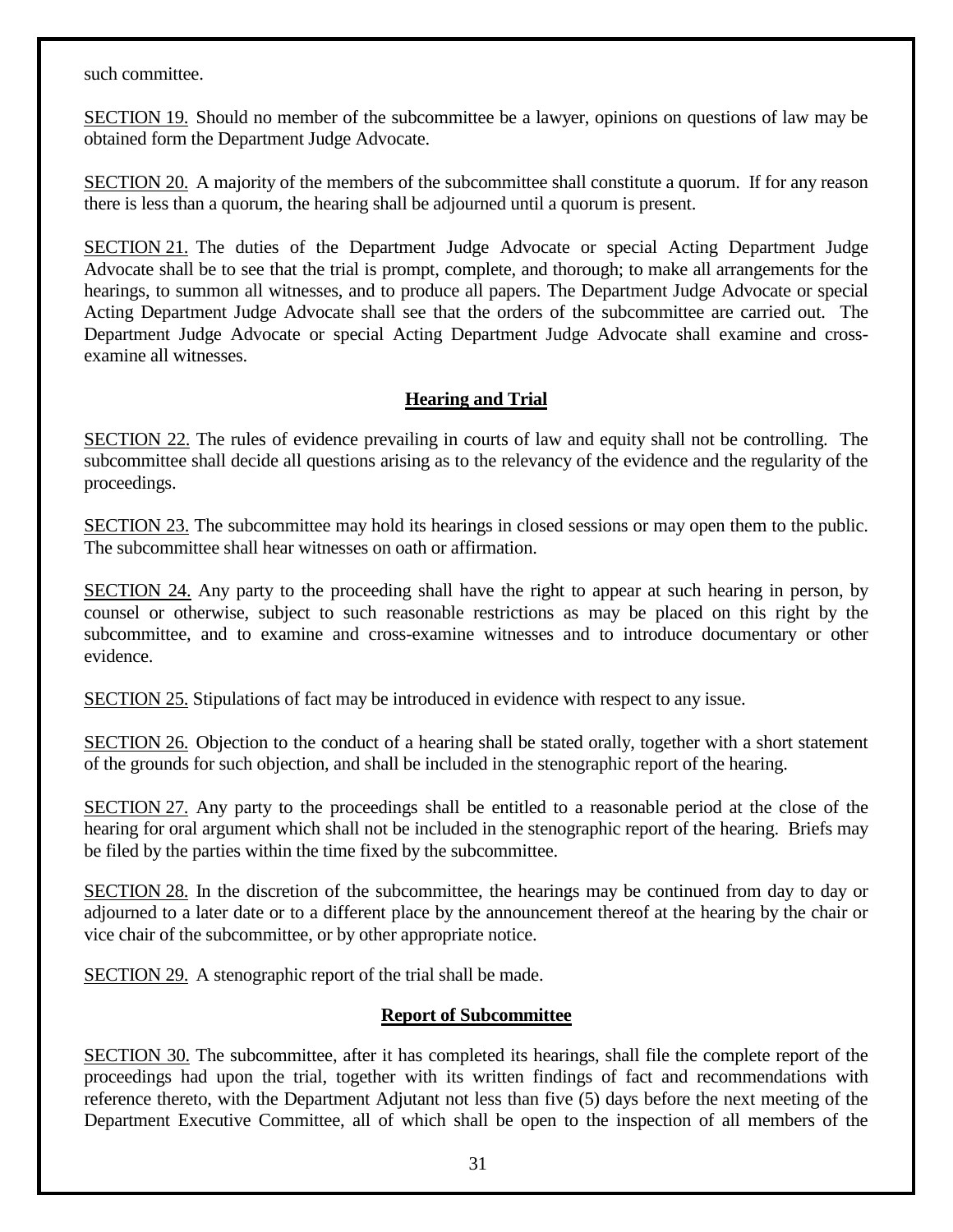such committee.

SECTION 19. Should no member of the subcommittee be a lawyer, opinions on questions of law may be obtained form the Department Judge Advocate.

SECTION 20. A majority of the members of the subcommittee shall constitute a quorum. If for any reason there is less than a quorum, the hearing shall be adjourned until a quorum is present.

SECTION 21. The duties of the Department Judge Advocate or special Acting Department Judge Advocate shall be to see that the trial is prompt, complete, and thorough; to make all arrangements for the hearings, to summon all witnesses, and to produce all papers. The Department Judge Advocate or special Acting Department Judge Advocate shall see that the orders of the subcommittee are carried out. The Department Judge Advocate or special Acting Department Judge Advocate shall examine and cross-examine all witnesses.

## Hearing and Trial

SECTION 22. The rules of evidence prevailing in courts of law and equity shall not be controlling. The subcommittee shall decide all questions arising as to the relevancy of the evidence and the regularity of the proceedings.

SECTION 23. The subcommittee may hold its hearings in closed sessions or may open them to the public. The subcommittee shall hear witnesses on oath or affirmation.

SECTION 24. Any party to the proceeding shall have the right to appear at such hearing in person, by counsel or otherwise, subject to such reasonable restrictions as may be placed on this right by the subcommittee, and to examine and cross-examine witnesses and to introduce documentary or other evidence.

SECTION 25. Stipulations of fact may be introduced in evidence with respect to any issue.

SECTION 26. Objection to the conduct of a hearing shall be stated orally, together with a short statement of the grounds for such objection, and shall be included in the stenographic report of the hearing.

SECTION 27. Any party to the proceedings shall be entitled to a reasonable period at the close of the hearing for oral argument which shall not be included in the stenographic report of the hearing. Briefs may be filed by the parties within the time fixed by the subcommittee.

SECTION 28. In the discretion of the subcommittee, the hearings may be continued from day to day or adjourned to a later date or to a different place by the announcement thereof at the hearing by the chair or vice chair of the subcommittee, or by other appropriate notice.

SECTION 29. A stenographic report of the trial shall be made.

## Report of Subcommittee

SECTION 30. The subcommittee, after it has completed its hearings, shall file the complete report of the proceedings had upon the trial, together with its written findings of fact and recommendations with reference thereto, with the Department Adjutant not less than five (5) days before the next meeting of the Department Executive Committee, all of which shall be open to the inspection of all members of the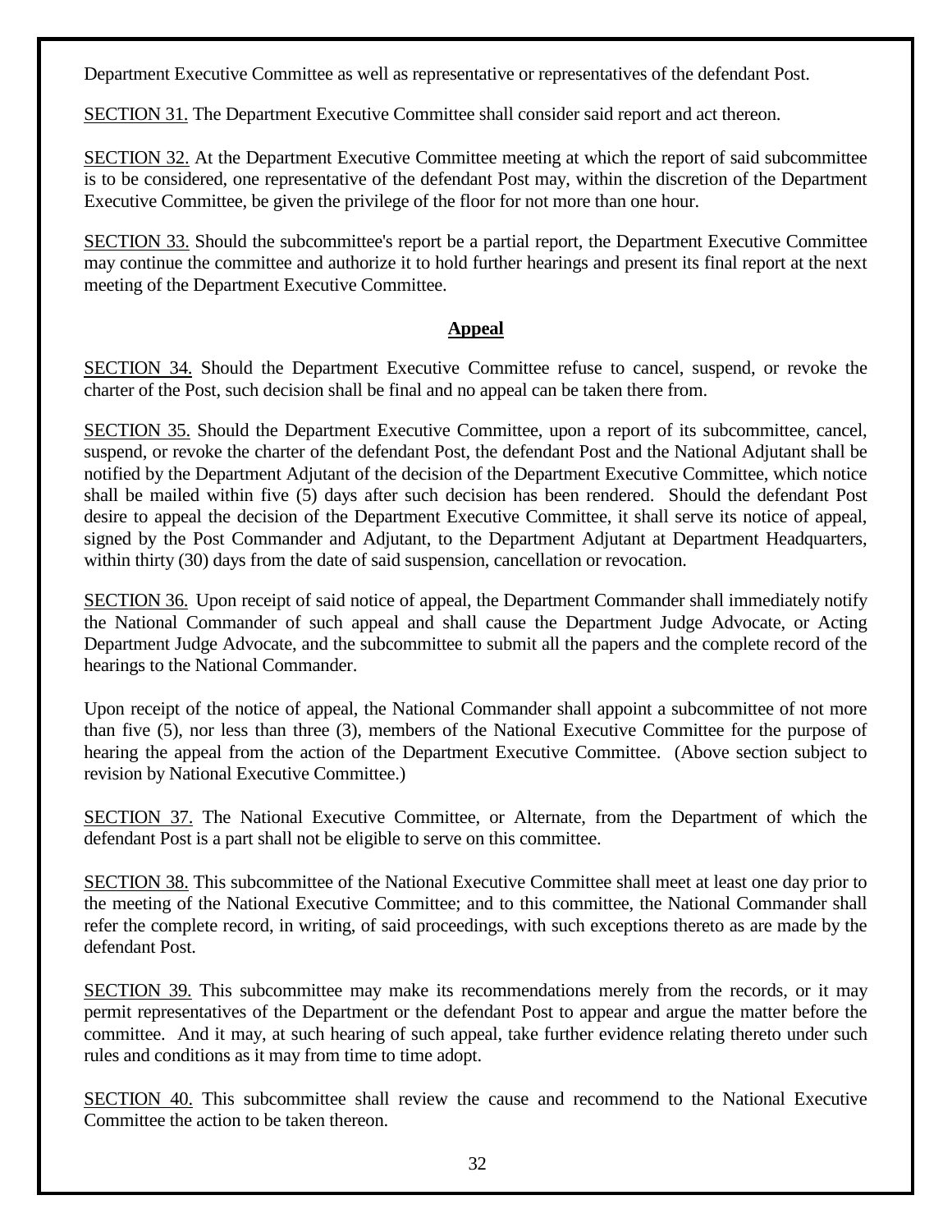Department Executive Committee as well as representative or representatives of the defendant Post.

SECTION 31. The Department Executive Committee shall consider said report and act thereon.

SECTION 32. At the Department Executive Committee meeting at which the report of said subcommittee is to be considered, one representative of the defendant Post may, within the discretion of the Department Executive Committee, be given the privilege of the floor for not more than one hour.

SECTION 33. Should the subcommittee's report be a partial report, the Department Executive Committee may continue the committee and authorize it to hold further hearings and present its final report at the next meeting of the Department Executive Committee.

## Appeal

SECTION 34. Should the Department Executive Committee refuse to cancel, suspend, or revoke the charter of the Post, such decision shall be final and no appeal can be taken there from.

SECTION 35. Should the Department Executive Committee, upon a report of its subcommittee, cancel, suspend, or revoke the charter of the defendant Post, the defendant Post and the National Adjutant shall be notified by the Department Adjutant of the decision of the Department Executive Committee, which notice shall be mailed within five (5) days after such decision has been rendered. Should the defendant Post desire to appeal the decision of the Department Executive Committee, it shall serve its notice of appeal, signed by the Post Commander and Adjutant, to the Department Adjutant at Department Headquarters, within thirty (30) days from the date of said suspension, cancellation or revocation.

SECTION 36. Upon receipt of said notice of appeal, the Department Commander shall immediately notify the National Commander of such appeal and shall cause the Department Judge Advocate, or Acting Department Judge Advocate, and the subcommittee to submit all the papers and the complete record of the hearings to the National Commander.

Upon receipt of the notice of appeal, the National Commander shall appoint a subcommittee of not more than five (5), nor less than three (3), members of the National Executive Committee for the purpose of hearing the appeal from the action of the Department Executive Committee. (Above section subject to revision by National Executive Committee.)

SECTION 37. The National Executive Committee, or Alternate, from the Department of which the defendant Post is a part shall not be eligible to serve on this committee.

SECTION 38. This subcommittee of the National Executive Committee shall meet at least one day prior to the meeting of the National Executive Committee; and to this committee, the National Commander shall refer the complete record, in writing, of said proceedings, with such exceptions thereto as are made by the defendant Post.

SECTION 39. This subcommittee may make its recommendations merely from the records, or it may permit representatives of the Department or the defendant Post to appear and argue the matter before the committee. And it may, at such hearing of such appeal, take further evidence relating thereto under such rules and conditions as it may from time to time adopt.

SECTION 40. This subcommittee shall review the cause and recommend to the National Executive Committee the action to be taken thereon.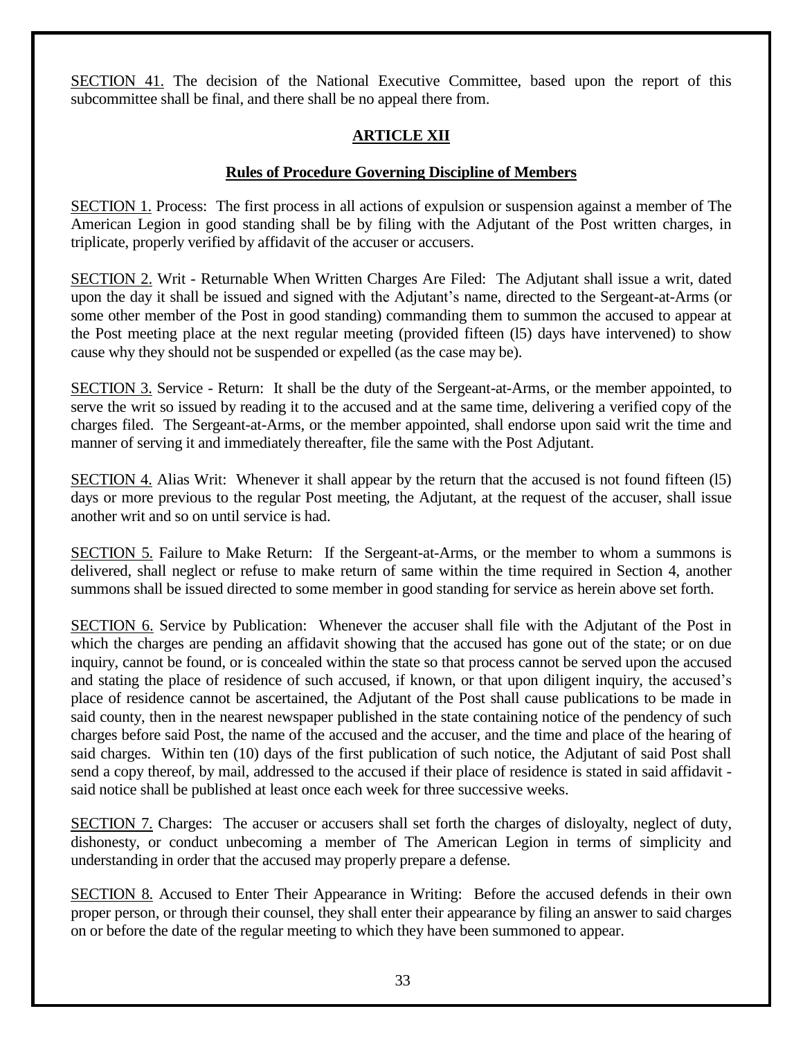SECTION 41. The decision of the National Executive Committee, based upon the report of this subcommittee shall be final, and there shall be no appeal there from.

## ARTICLE XII

### Rules of Procedure Governing Discipline of Members

SECTION 1. Process: The first process in all actions of expulsion or suspension against a member of The American Legion in good standing shall be by filing with the Adjutant of the Post written charges, in triplicate, properly verified by affidavit of the accuser or accusers.

SECTION 2. Writ - Returnable When Written Charges Are Filed: The Adjutant shall issue a writ, dated upon the day it shall be issued and signed with the Adjutant's name, directed to the Sergeant-at-Arms (or some other member of the Post in good standing) commanding them to summon the accused to appear at the Post meeting place at the next regular meeting (provided fifteen (l5) days have intervened) to show cause why they should not be suspended or expelled (as the case may be).

SECTION 3. Service - Return: It shall be the duty of the Sergeant-at-Arms, or the member appointed, to serve the writ so issued by reading it to the accused and at the same time, delivering a verified copy of the charges filed. The Sergeant-at-Arms, or the member appointed, shall endorse upon said writ the time and manner of serving it and immediately thereafter, file the same with the Post Adjutant.

SECTION 4. Alias Writ: Whenever it shall appear by the return that the accused is not found fifteen (l5) days or more previous to the regular Post meeting, the Adjutant, at the request of the accuser, shall issue another writ and so on until service is had.

SECTION 5. Failure to Make Return: If the Sergeant-at-Arms, or the member to whom a summons is delivered, shall neglect or refuse to make return of same within the time required in Section 4, another summons shall be issued directed to some member in good standing for service as herein above set forth.

SECTION 6. Service by Publication: Whenever the accuser shall file with the Adjutant of the Post in which the charges are pending an affidavit showing that the accused has gone out of the state; or on due inquiry, cannot be found, or is concealed within the state so that process cannot be served upon the accused and stating the place of residence of such accused, if known, or that upon diligent inquiry, the accused's place of residence cannot be ascertained, the Adjutant of the Post shall cause publications to be made in said county, then in the nearest newspaper published in the state containing notice of the pendency of such charges before said Post, the name of the accused and the accuser, and the time and place of the hearing of said charges. Within ten (10) days of the first publication of such notice, the Adjutant of said Post shall send a copy thereof, by mail, addressed to the accused if their place of residence is stated in said affidavit - said notice shall be published at least once each week for three successive weeks.

SECTION 7. Charges: The accuser or accusers shall set forth the charges of disloyalty, neglect of duty, dishonesty, or conduct unbecoming a member of The American Legion in terms of simplicity and understanding in order that the accused may properly prepare a defense.

SECTION 8. Accused to Enter Their Appearance in Writing: Before the accused defends in their own proper person, or through their counsel, they shall enter their appearance by filing an answer to said charges on or before the date of the regular meeting to which they have been summoned to appear.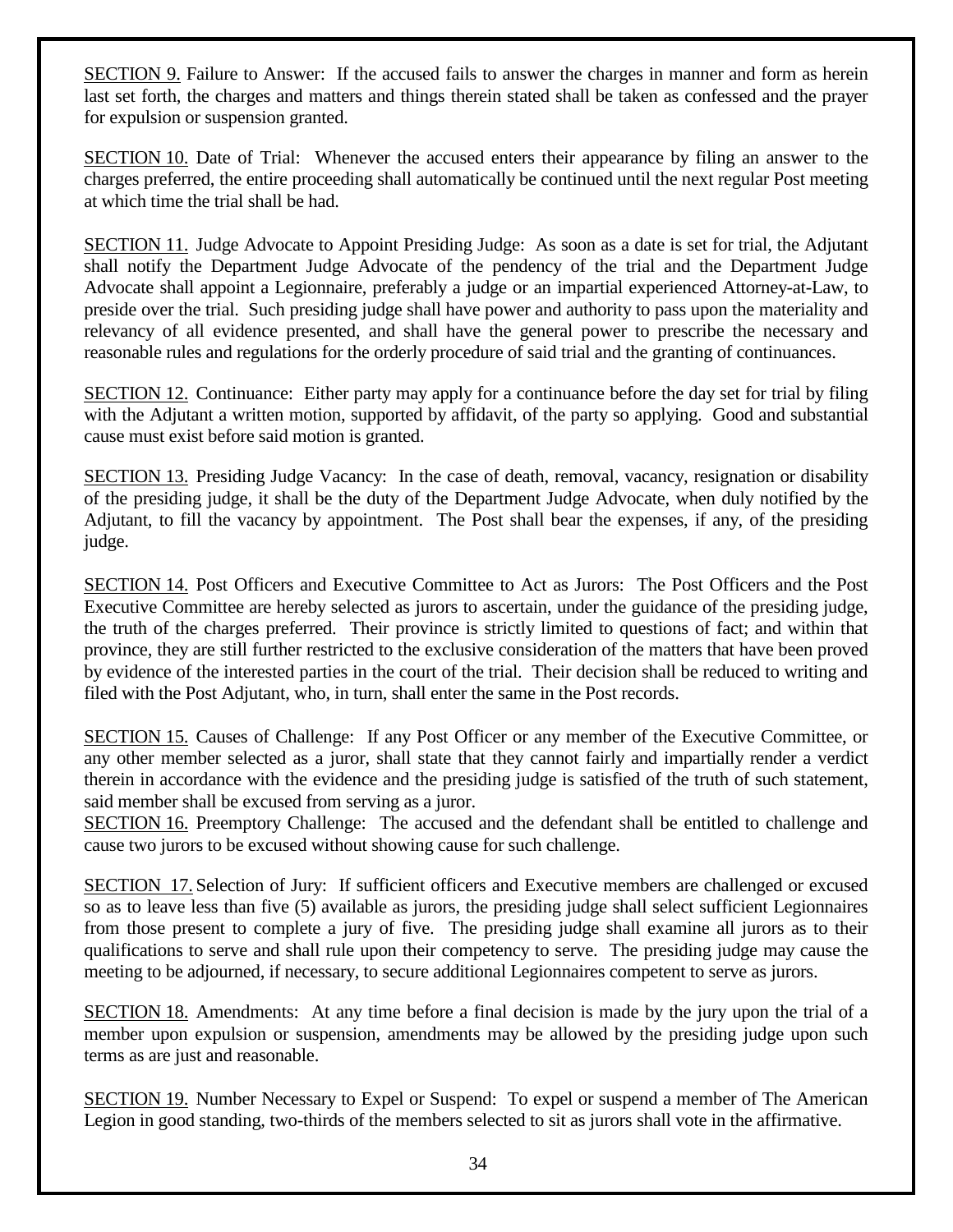<u>SECTION 9.</u> Failure to Answer: If the accused fails to answer the charges in manner and form as herein last set forth, the charges and matters and things therein stated shall be taken as confessed and the prayer for expulsion or suspension granted.

<u>SECTION 10.</u> Date of Trial: Whenever the accused enters their appearance by filing an answer to the charges preferred, the entire proceeding shall automatically be continued until the next regular Post meeting at which time the trial shall be had.

<u>SECTION 11.</u> Judge Advocate to Appoint Presiding Judge: As soon as a date is set for trial, the Adjutant shall notify the Department Judge Advocate of the pendency of the trial and the Department Judge Advocate shall appoint a Legionnaire, preferably a judge or an impartial experienced Attorney-at-Law, to preside over the trial. Such presiding judge shall have power and authority to pass upon the materiality and relevancy of all evidence presented, and shall have the general power to prescribe the necessary and reasonable rules and regulations for the orderly procedure of said trial and the granting of continuances.

<u>SECTION 12.</u> Continuance: Either party may apply for a continuance before the day set for trial by filing with the Adjutant a written motion, supported by affidavit, of the party so applying. Good and substantial cause must exist before said motion is granted.

<u>SECTION 13.</u> Presiding Judge Vacancy: In the case of death, removal, vacancy, resignation or disability of the presiding judge, it shall be the duty of the Department Judge Advocate, when duly notified by the Adjutant, to fill the vacancy by appointment. The Post shall bear the expenses, if any, of the presiding judge.

<u>SECTION 14.</u> Post Officers and Executive Committee to Act as Jurors: The Post Officers and the Post Executive Committee are hereby selected as jurors to ascertain, under the guidance of the presiding judge, the truth of the charges preferred. Their province is strictly limited to questions of fact; and within that province, they are still further restricted to the exclusive consideration of the matters that have been proved by evidence of the interested parties in the court of the trial. Their decision shall be reduced to writing and filed with the Post Adjutant, who, in turn, shall enter the same in the Post records.

<u>SECTION 15.</u> Causes of Challenge: If any Post Officer or any member of the Executive Committee, or any other member selected as a juror, shall state that they cannot fairly and impartially render a verdict therein in accordance with the evidence and the presiding judge is satisfied of the truth of such statement, said member shall be excused from serving as a juror.

<u>SECTION 16.</u> Preemptory Challenge: The accused and the defendant shall be entitled to challenge and cause two jurors to be excused without showing cause for such challenge.

<u>SECTION 17.</u> Selection of Jury: If sufficient officers and Executive members are challenged or excused so as to leave less than five (5) available as jurors, the presiding judge shall select sufficient Legionnaires from those present to complete a jury of five. The presiding judge shall examine all jurors as to their qualifications to serve and shall rule upon their competency to serve. The presiding judge may cause the meeting to be adjourned, if necessary, to secure additional Legionnaires competent to serve as jurors.

<u>SECTION 18.</u> Amendments: At any time before a final decision is made by the jury upon the trial of a member upon expulsion or suspension, amendments may be allowed by the presiding judge upon such terms as are just and reasonable.

<u>SECTION 19.</u> Number Necessary to Expel or Suspend: To expel or suspend a member of The American Legion in good standing, two-thirds of the members selected to sit as jurors shall vote in the affirmative.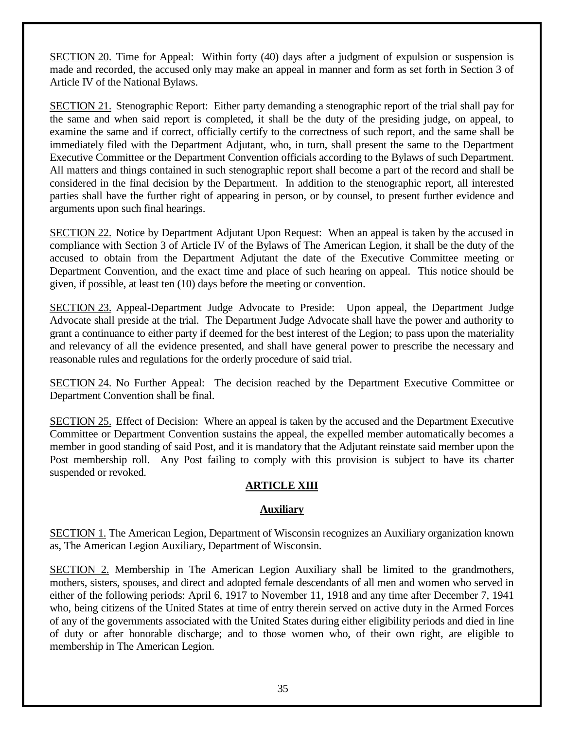SECTION 20. Time for Appeal: Within forty (40) days after a judgment of expulsion or suspension is made and recorded, the accused only may make an appeal in manner and form as set forth in Section 3 of Article IV of the National Bylaws.

SECTION 21. Stenographic Report: Either party demanding a stenographic report of the trial shall pay for the same and when said report is completed, it shall be the duty of the presiding judge, on appeal, to examine the same and if correct, officially certify to the correctness of such report, and the same shall be immediately filed with the Department Adjutant, who, in turn, shall present the same to the Department Executive Committee or the Department Convention officials according to the Bylaws of such Department. All matters and things contained in such stenographic report shall become a part of the record and shall be considered in the final decision by the Department. In addition to the stenographic report, all interested parties shall have the further right of appearing in person, or by counsel, to present further evidence and arguments upon such final hearings.

SECTION 22. Notice by Department Adjutant Upon Request: When an appeal is taken by the accused in compliance with Section 3 of Article IV of the Bylaws of The American Legion, it shall be the duty of the accused to obtain from the Department Adjutant the date of the Executive Committee meeting or Department Convention, and the exact time and place of such hearing on appeal. This notice should be given, if possible, at least ten (10) days before the meeting or convention.

SECTION 23. Appeal-Department Judge Advocate to Preside: Upon appeal, the Department Judge Advocate shall preside at the trial. The Department Judge Advocate shall have the power and authority to grant a continuance to either party if deemed for the best interest of the Legion; to pass upon the materiality and relevancy of all the evidence presented, and shall have general power to prescribe the necessary and reasonable rules and regulations for the orderly procedure of said trial.

SECTION 24. No Further Appeal: The decision reached by the Department Executive Committee or Department Convention shall be final.

SECTION 25. Effect of Decision: Where an appeal is taken by the accused and the Department Executive Committee or Department Convention sustains the appeal, the expelled member automatically becomes a member in good standing of said Post, and it is mandatory that the Adjutant reinstate said member upon the Post membership roll. Any Post failing to comply with this provision is subject to have its charter suspended or revoked.

## ARTICLE XIII

### Auxiliary

SECTION 1. The American Legion, Department of Wisconsin recognizes an Auxiliary organization known as, The American Legion Auxiliary, Department of Wisconsin.

SECTION 2. Membership in The American Legion Auxiliary shall be limited to the grandmothers, mothers, sisters, spouses, and direct and adopted female descendants of all men and women who served in either of the following periods: April 6, 1917 to November 11, 1918 and any time after December 7, 1941 who, being citizens of the United States at time of entry therein served on active duty in the Armed Forces of any of the governments associated with the United States during either eligibility periods and died in line of duty or after honorable discharge; and to those women who, of their own right, are eligible to membership in The American Legion.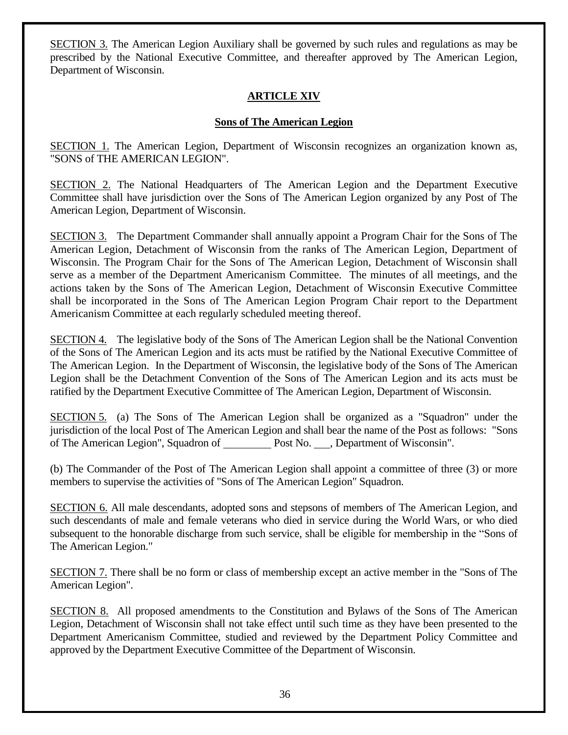SECTION 3. The American Legion Auxiliary shall be governed by such rules and regulations as may be prescribed by the National Executive Committee, and thereafter approved by The American Legion, Department of Wisconsin.

## ARTICLE XIV

### Sons of The American Legion

SECTION 1. The American Legion, Department of Wisconsin recognizes an organization known as, "SONS of THE AMERICAN LEGION".

SECTION 2. The National Headquarters of The American Legion and the Department Executive Committee shall have jurisdiction over the Sons of The American Legion organized by any Post of The American Legion, Department of Wisconsin.

SECTION 3. The Department Commander shall annually appoint a Program Chair for the Sons of The American Legion, Detachment of Wisconsin from the ranks of The American Legion, Department of Wisconsin. The Program Chair for the Sons of The American Legion, Detachment of Wisconsin shall serve as a member of the Department Americanism Committee. The minutes of all meetings, and the actions taken by the Sons of The American Legion, Detachment of Wisconsin Executive Committee shall be incorporated in the Sons of The American Legion Program Chair report to the Department Americanism Committee at each regularly scheduled meeting thereof.

SECTION 4. The legislative body of the Sons of The American Legion shall be the National Convention of the Sons of The American Legion and its acts must be ratified by the National Executive Committee of The American Legion. In the Department of Wisconsin, the legislative body of the Sons of The American Legion shall be the Detachment Convention of the Sons of The American Legion and its acts must be ratified by the Department Executive Committee of The American Legion, Department of Wisconsin.

SECTION 5. (a) The Sons of The American Legion shall be organized as a "Squadron" under the jurisdiction of the local Post of The American Legion and shall bear the name of the Post as follows: "Sons of The American Legion", Squadron of _________ Post No. ___, Department of Wisconsin".

(b) The Commander of the Post of The American Legion shall appoint a committee of three (3) or more members to supervise the activities of "Sons of The American Legion" Squadron.

SECTION 6. All male descendants, adopted sons and stepsons of members of The American Legion, and such descendants of male and female veterans who died in service during the World Wars, or who died subsequent to the honorable discharge from such service, shall be eligible for membership in the "Sons of The American Legion."

SECTION 7. There shall be no form or class of membership except an active member in the "Sons of The American Legion".

SECTION 8. All proposed amendments to the Constitution and Bylaws of the Sons of The American Legion, Detachment of Wisconsin shall not take effect until such time as they have been presented to the Department Americanism Committee, studied and reviewed by the Department Policy Committee and approved by the Department Executive Committee of the Department of Wisconsin.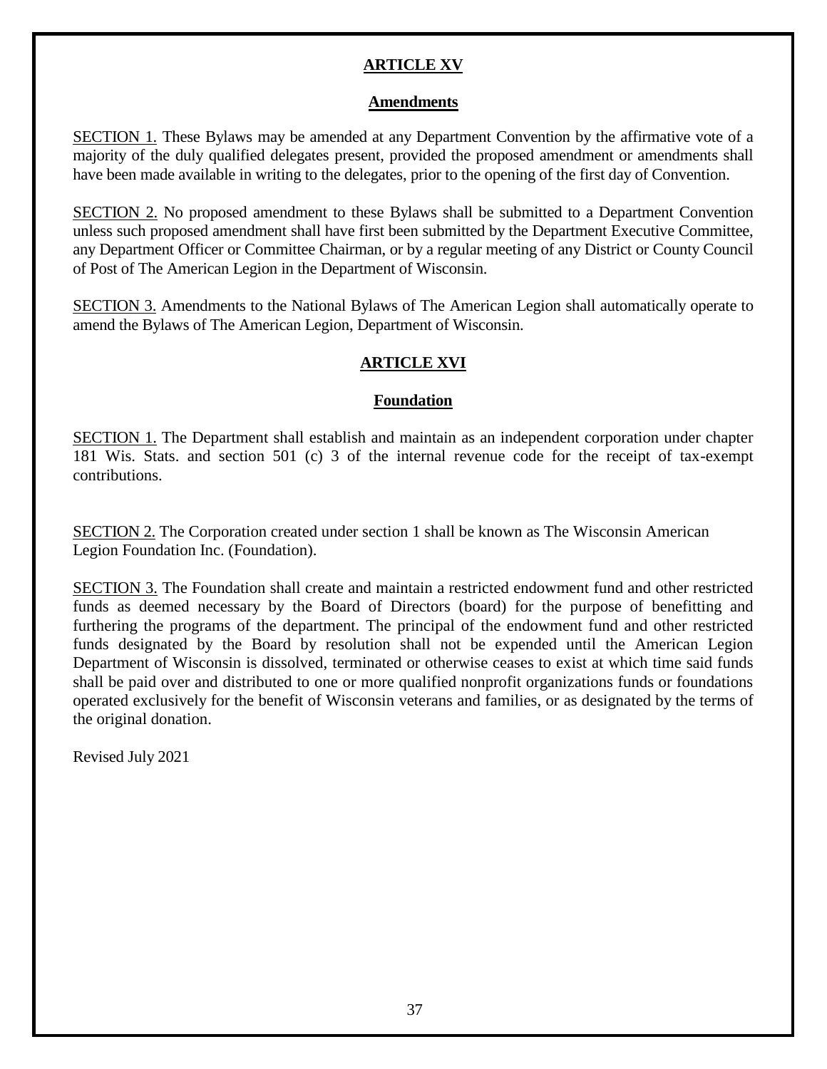## ARTICLE XV

### Amendments

SECTION 1. These Bylaws may be amended at any Department Convention by the affirmative vote of a majority of the duly qualified delegates present, provided the proposed amendment or amendments shall have been made available in writing to the delegates, prior to the opening of the first day of Convention.

SECTION 2. No proposed amendment to these Bylaws shall be submitted to a Department Convention unless such proposed amendment shall have first been submitted by the Department Executive Committee, any Department Officer or Committee Chairman, or by a regular meeting of any District or County Council of Post of The American Legion in the Department of Wisconsin.

SECTION 3. Amendments to the National Bylaws of The American Legion shall automatically operate to amend the Bylaws of The American Legion, Department of Wisconsin.

## ARTICLE XVI

### Foundation

SECTION 1. The Department shall establish and maintain as an independent corporation under chapter 181 Wis. Stats. and section 501 (c) 3 of the internal revenue code for the receipt of tax-exempt contributions.

SECTION 2. The Corporation created under section 1 shall be known as The Wisconsin American Legion Foundation Inc. (Foundation).

SECTION 3. The Foundation shall create and maintain a restricted endowment fund and other restricted funds as deemed necessary by the Board of Directors (board) for the purpose of benefitting and furthering the programs of the department. The principal of the endowment fund and other restricted funds designated by the Board by resolution shall not be expended until the American Legion Department of Wisconsin is dissolved, terminated or otherwise ceases to exist at which time said funds shall be paid over and distributed to one or more qualified nonprofit organizations funds or foundations operated exclusively for the benefit of Wisconsin veterans and families, or as designated by the terms of the original donation.

Revised July 2021